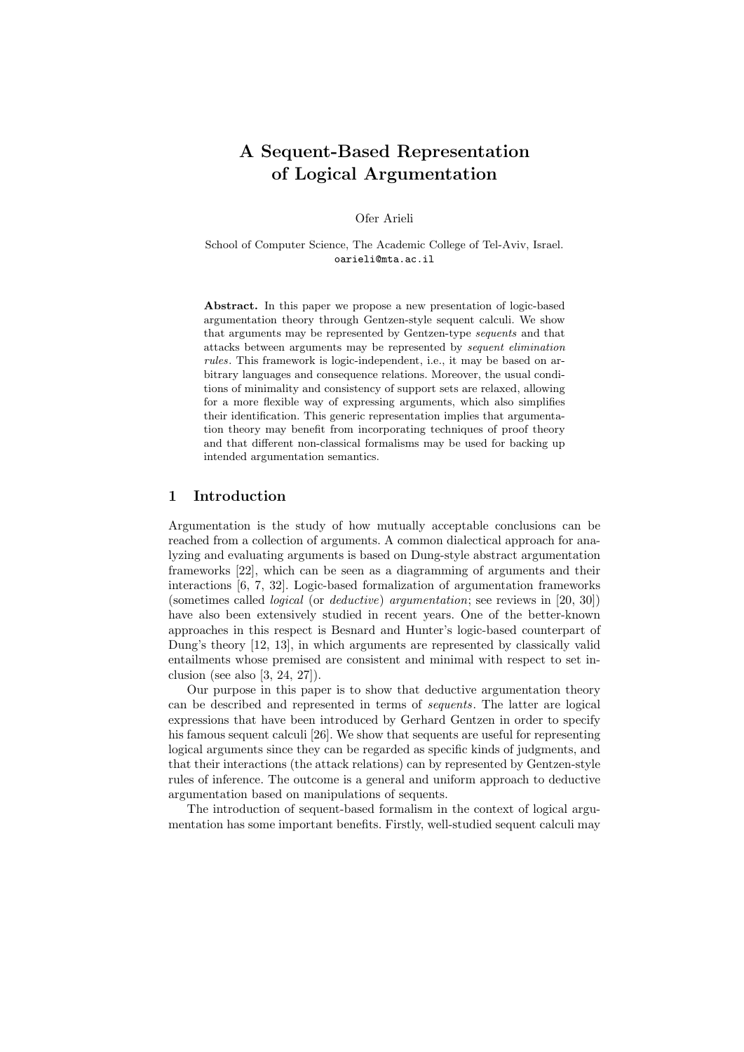# A Sequent-Based Representation of Logical Argumentation

Ofer Arieli

School of Computer Science, The Academic College of Tel-Aviv, Israel.
oarieli@mta.ac.il

**Abstract.** In this paper we propose a new presentation of logic-based argumentation theory through Gentzen-style sequent calculi. We show that arguments may be represented by Gentzen-type *sequents* and that attacks between arguments may be represented by *sequent elimination rules*. This framework is logic-independent, i.e., it may be based on arbitrary languages and consequence relations. Moreover, the usual conditions of minimality and consistency of support sets are relaxed, allowing for a more flexible way of expressing arguments, which also simplifies their identification. This generic representation implies that argumentation theory may benefit from incorporating techniques of proof theory and that different non-classical formalisms may be used for backing up intended argumentation semantics.

## 1 Introduction

Argumentation is the study of how mutually acceptable conclusions can be reached from a collection of arguments. A common dialectical approach for analyzing and evaluating arguments is based on Dung-style abstract argumentation frameworks [22], which can be seen as a diagramming of arguments and their interactions [6, 7, 32]. Logic-based formalization of argumentation frameworks (sometimes called *logical* (or *deductive*) *argumentation*; see reviews in [20, 30]) have also been extensively studied in recent years. One of the better-known approaches in this respect is Besnard and Hunter's logic-based counterpart of Dung's theory [12, 13], in which arguments are represented by classically valid entailments whose premised are consistent and minimal with respect to set inclusion (see also [3, 24, 27]).

Our purpose in this paper is to show that deductive argumentation theory can be described and represented in terms of *sequents*. The latter are logical expressions that have been introduced by Gerhard Gentzen in order to specify his famous sequent calculi [26]. We show that sequents are useful for representing logical arguments since they can be regarded as specific kinds of judgments, and that their interactions (the attack relations) can by represented by Gentzen-style rules of inference. The outcome is a general and uniform approach to deductive argumentation based on manipulations of sequents.

The introduction of sequent-based formalism in the context of logical argumentation has some important benefits. Firstly, well-studied sequent calculi may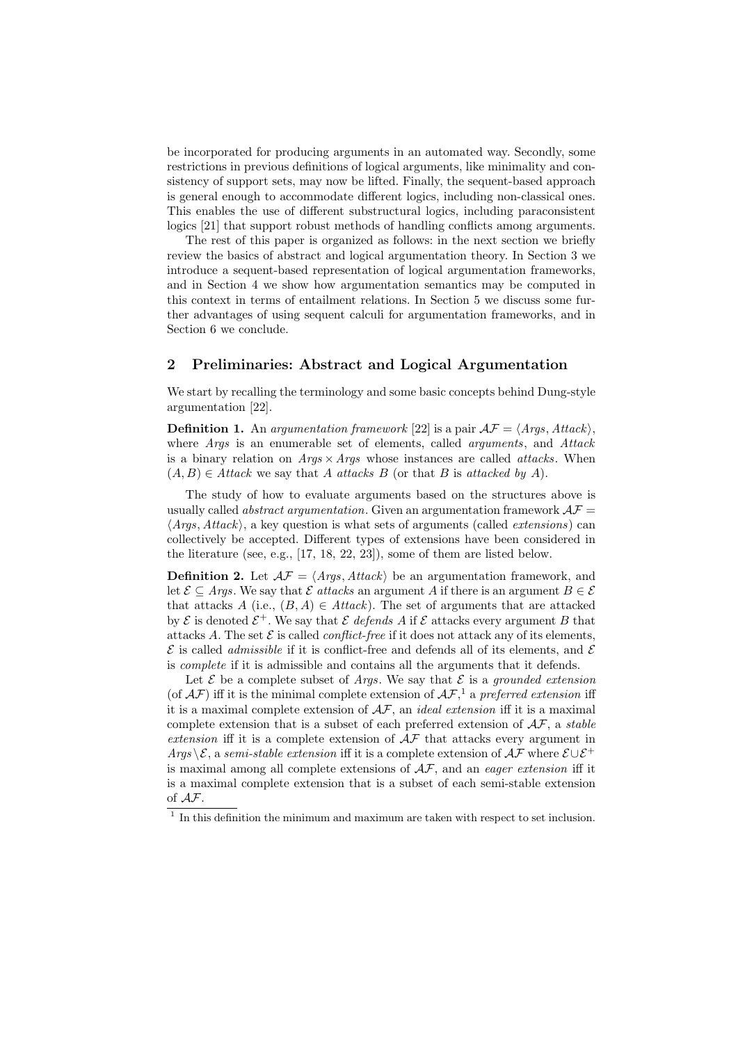be incorporated for producing arguments in an automated way. Secondly, some restrictions in previous definitions of logical arguments, like minimality and consistency of support sets, may now be lifted. Finally, the sequent-based approach is general enough to accommodate different logics, including non-classical ones. This enables the use of different substructural logics, including paraconsistent logics [21] that support robust methods of handling conflicts among arguments.

The rest of this paper is organized as follows: in the next section we briefly review the basics of abstract and logical argumentation theory. In Section 3 we introduce a sequent-based representation of logical argumentation frameworks, and in Section 4 we show how argumentation semantics may be computed in this context in terms of entailment relations. In Section 5 we discuss some further advantages of using sequent calculi for argumentation frameworks, and in Section 6 we conclude.

## 2 Preliminaries: Abstract and Logical Argumentation

We start by recalling the terminology and some basic concepts behind Dung-style argumentation [22].

**Definition 1.** An *argumentation framework* [22] is a pair $\mathcal{AF} = \langle \mathit{Args}, \mathit{Attack} \rangle$, where $\mathit{Args}$ is an enumerable set of elements, called *arguments*, and $\mathit{Attack}$ is a binary relation on $\mathit{Args} \times \mathit{Args}$ whose instances are called *attacks*. When $(A, B) \in \mathit{Attack}$ we say that $A$ *attacks* $B$ (or that $B$ is *attacked by* $A$).

The study of how to evaluate arguments based on the structures above is usually called *abstract argumentation*. Given an argumentation framework $\mathcal{AF} = \langle \mathit{Args}, \mathit{Attack} \rangle$, a key question is what sets of arguments (called *extensions*) can collectively be accepted. Different types of extensions have been considered in the literature (see, e.g., [17, 18, 22, 23]), some of them are listed below.

**Definition 2.** Let $\mathcal{AF} = \langle \mathit{Args}, \mathit{Attack} \rangle$ be an argumentation framework, and let $\mathcal{E} \subseteq \mathit{Args}$. We say that $\mathcal{E}$ *attacks* an argument $A$ if there is an argument $B \in \mathcal{E}$ that attacks $A$ (i.e., $(B, A) \in \mathit{Attack}$). The set of arguments that are attacked by $\mathcal{E}$ is denoted $\mathcal{E}^+$. We say that $\mathcal{E}$ *defends* $A$ if $\mathcal{E}$ attacks every argument $B$ that attacks $A$. The set $\mathcal{E}$ is called *conflict-free* if it does not attack any of its elements, $\mathcal{E}$ is called *admissible* if it is conflict-free and defends all of its elements, and $\mathcal{E}$ is *complete* if it is admissible and contains all the arguments that it defends.

Let $\mathcal{E}$ be a complete subset of $\mathit{Args}$. We say that $\mathcal{E}$ is a *grounded extension* (of $\mathcal{AF}$) iff it is the minimal complete extension of $\mathcal{AF}$,[1] a *preferred extension* iff it is a maximal complete extension of $\mathcal{AF}$, an *ideal extension* iff it is a maximal complete extension that is a subset of each preferred extension of $\mathcal{AF}$, a *stable extension* iff it is a complete extension of $\mathcal{AF}$ that attacks every argument in $\mathit{Args} \setminus \mathcal{E}$, a *semi-stable extension* iff it is a complete extension of $\mathcal{AF}$ where $\mathcal{E} \cup \mathcal{E}^+$ is maximal among all complete extensions of $\mathcal{AF}$, and an *eager extension* iff it is a maximal complete extension that is a subset of each semi-stable extension of $\mathcal{AF}$.

[1] In this definition the minimum and maximum are taken with respect to set inclusion.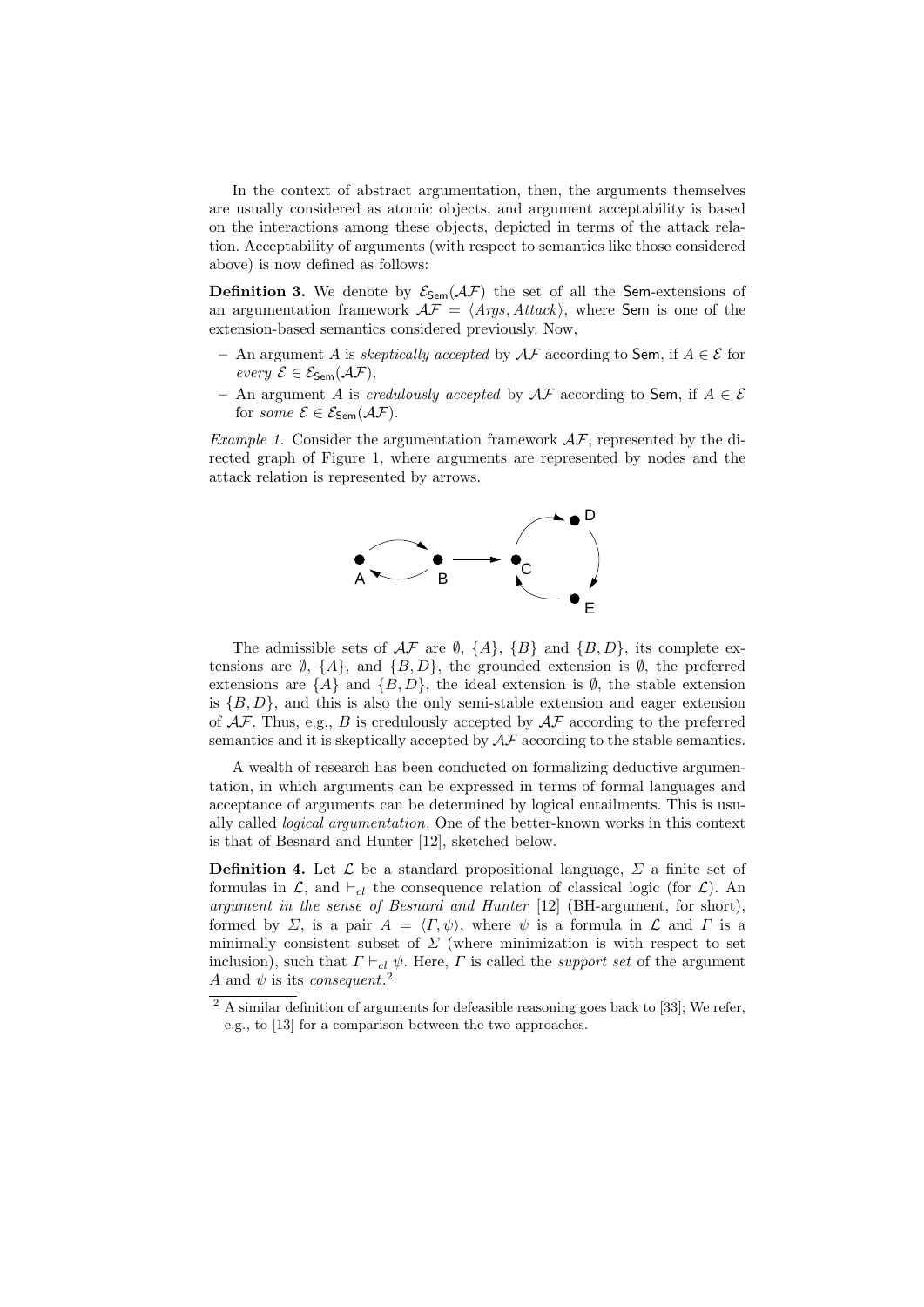In the context of abstract argumentation, then, the arguments themselves are usually considered as atomic objects, and argument acceptability is based on the interactions among these objects, depicted in terms of the attack relation. Acceptability of arguments (with respect to semantics like those considered above) is now defined as follows:

**Definition 3.** We denote by $\mathcal{E}_{\mathsf{Sem}}(\mathcal{AF})$ the set of all the $\mathsf{Sem}$-extensions of an argumentation framework $\mathcal{AF} = \langle Args, Attack \rangle$, where $\mathsf{Sem}$ is one of the extension-based semantics considered previously. Now,

- An argument $A$ is *skeptically accepted* by $\mathcal{AF}$ according to $\mathsf{Sem}$, if $A \in \mathcal{E}$ for *every* $\mathcal{E} \in \mathcal{E}_{\mathsf{Sem}}(\mathcal{AF})$,
- An argument $A$ is *credulously accepted* by $\mathcal{AF}$ according to $\mathsf{Sem}$, if $A \in \mathcal{E}$ for *some* $\mathcal{E} \in \mathcal{E}_{\mathsf{Sem}}(\mathcal{AF})$.

*Example 1.* Consider the argumentation framework $\mathcal{AF}$, represented by the directed graph of Figure 1, where arguments are represented by nodes and the attack relation is represented by arrows.

The admissible sets of $\mathcal{AF}$ are $\emptyset$, $\{A\}$, $\{B\}$ and $\{B, D\}$, its complete extensions are $\emptyset$, $\{A\}$, and $\{B, D\}$, the grounded extension is $\emptyset$, the preferred extensions are $\{A\}$ and $\{B, D\}$, the ideal extension is $\emptyset$, the stable extension is $\{B, D\}$, and this is also the only semi-stable extension and eager extension of $\mathcal{AF}$. Thus, e.g., $B$ is credulously accepted by $\mathcal{AF}$ according to the preferred semantics and it is skeptically accepted by $\mathcal{AF}$ according to the stable semantics.

A wealth of research has been conducted on formalizing deductive argumentation, in which arguments can be expressed in terms of formal languages and acceptance of arguments can be determined by logical entailments. This is usually called *logical argumentation*. One of the better-known works in this context is that of Besnard and Hunter [12], sketched below.

**Definition 4.** Let $\mathcal{L}$ be a standard propositional language, $\Sigma$ a finite set of formulas in $\mathcal{L}$, and $\vdash_{cl}$ the consequence relation of classical logic (for $\mathcal{L}$). An *argument in the sense of Besnard and Hunter* [12] (BH-argument, for short), formed by $\Sigma$, is a pair $A = \langle \Gamma, \psi \rangle$, where $\psi$ is a formula in $\mathcal{L}$ and $\Gamma$ is a minimally consistent subset of $\Sigma$ (where minimization is with respect to set inclusion), such that $\Gamma \vdash_{cl} \psi$. Here, $\Gamma$ is called the *support set* of the argument $A$ and $\psi$ is its *consequent*.[2]

[2] A similar definition of arguments for defeasible reasoning goes back to [33]; We refer, e.g., to [13] for a comparison between the two approaches.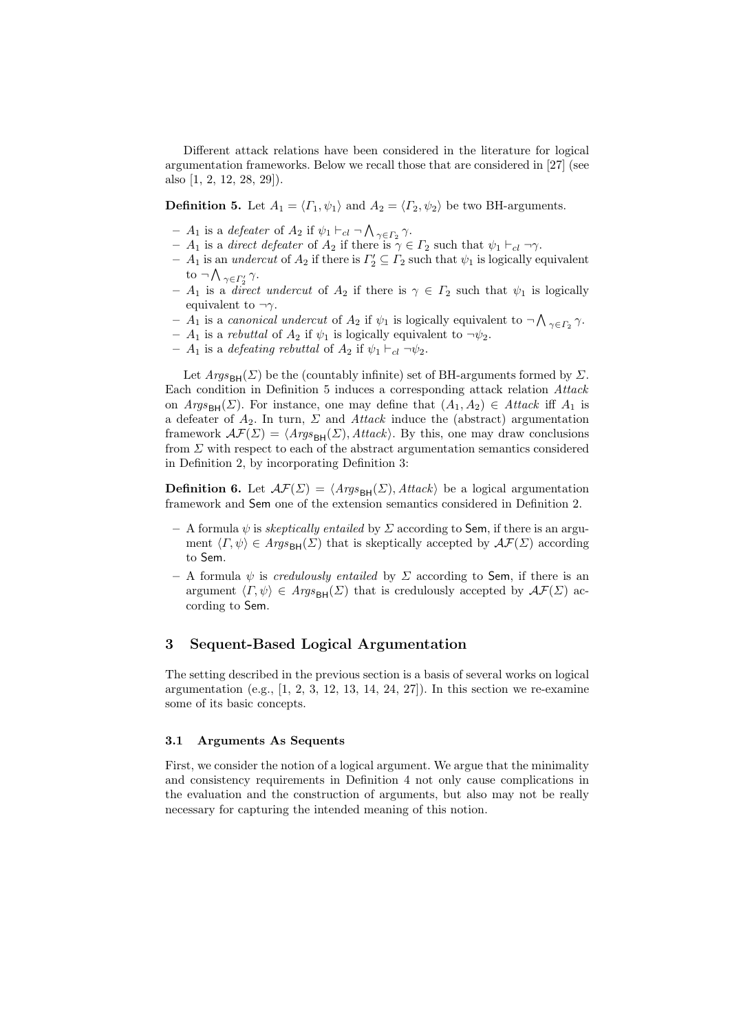Different attack relations have been considered in the literature for logical argumentation frameworks. Below we recall those that are considered in [27] (see also [1, 2, 12, 28, 29]).

**Definition 5.** Let $A_1 = \langle \Gamma_1, \psi_1 \rangle$ and $A_2 = \langle \Gamma_2, \psi_2 \rangle$ be two BH-arguments.

- $A_1$ is a *defeater* of $A_2$ if $\psi_1 \vdash_{cl} \neg \bigwedge_{\gamma \in \Gamma_2} \gamma$.
- $A_1$ is a *direct defeater* of $A_2$ if there is $\gamma \in \Gamma_2$ such that $\psi_1 \vdash_{cl} \neg\gamma$.
- $A_1$ is an *undercut* of $A_2$ if there is $\Gamma_2' \subseteq \Gamma_2$ such that $\psi_1$ is logically equivalent to $\neg \bigwedge_{\gamma \in \Gamma_2'} \gamma$.
- $A_1$ is a *direct undercut* of $A_2$ if there is $\gamma \in \Gamma_2$ such that $\psi_1$ is logically equivalent to $\neg\gamma$.
- $A_1$ is a *canonical undercut* of $A_2$ if $\psi_1$ is logically equivalent to $\neg \bigwedge_{\gamma \in \Gamma_2} \gamma$.
- $A_1$ is a *rebuttal* of $A_2$ if $\psi_1$ is logically equivalent to $\neg\psi_2$.
- $A_1$ is a *defeating rebuttal* of $A_2$ if $\psi_1 \vdash_{cl} \neg\psi_2$.

Let $Args_{\mathsf{BH}}(\Sigma)$ be the (countably infinite) set of BH-arguments formed by $\Sigma$. Each condition in Definition 5 induces a corresponding attack relation *Attack* on $Args_{\mathsf{BH}}(\Sigma)$. For instance, one may define that $(A_1, A_2) \in Attack$ iff $A_1$ is a defeater of $A_2$. In turn, $\Sigma$ and *Attack* induce the (abstract) argumentation framework $\mathcal{AF}(\Sigma) = \langle Args_{\mathsf{BH}}(\Sigma), Attack \rangle$. By this, one may draw conclusions from $\Sigma$ with respect to each of the abstract argumentation semantics considered in Definition 2, by incorporating Definition 3:

**Definition 6.** Let $\mathcal{AF}(\Sigma) = \langle Args_{\mathsf{BH}}(\Sigma), Attack \rangle$ be a logical argumentation framework and $\mathsf{Sem}$ one of the extension semantics considered in Definition 2.

- A formula $\psi$ is *skeptically entailed* by $\Sigma$ according to $\mathsf{Sem}$, if there is an argument $\langle \Gamma, \psi \rangle \in Args_{\mathsf{BH}}(\Sigma)$ that is skeptically accepted by $\mathcal{AF}(\Sigma)$ according to $\mathsf{Sem}$.
- A formula $\psi$ is *credulously entailed* by $\Sigma$ according to $\mathsf{Sem}$, if there is an argument $\langle \Gamma, \psi \rangle \in Args_{\mathsf{BH}}(\Sigma)$ that is credulously accepted by $\mathcal{AF}(\Sigma)$ according to $\mathsf{Sem}$.

## 3 Sequent-Based Logical Argumentation

The setting described in the previous section is a basis of several works on logical argumentation (e.g., [1, 2, 3, 12, 13, 14, 24, 27]). In this section we re-examine some of its basic concepts.

### 3.1 Arguments As Sequents

First, we consider the notion of a logical argument. We argue that the minimality and consistency requirements in Definition 4 not only cause complications in the evaluation and the construction of arguments, but also may not be really necessary for capturing the intended meaning of this notion.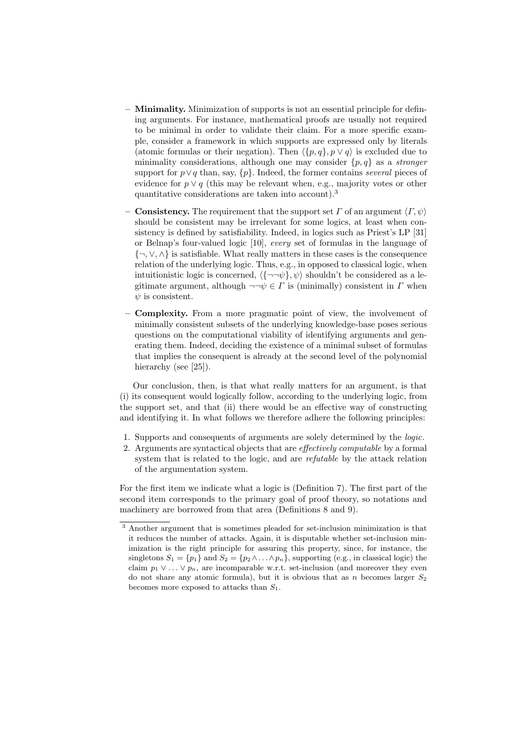- **Minimality.** Minimization of supports is not an essential principle for defining arguments. For instance, mathematical proofs are usually not required to be minimal in order to validate their claim. For a more specific example, consider a framework in which supports are expressed only by literals (atomic formulas or their negation). Then $\langle \{p, q\}, p \vee q \rangle$ is excluded due to minimality considerations, although one may consider $\{p, q\}$ as a *stronger* support for $p \vee q$ than, say, $\{p\}$. Indeed, the former contains *several* pieces of evidence for $p \vee q$ (this may be relevant when, e.g., majority votes or other quantitative considerations are taken into account).[3]

- **Consistency.** The requirement that the support set $\Gamma$ of an argument $\langle \Gamma, \psi \rangle$ should be consistent may be irrelevant for some logics, at least when consistency is defined by satisfiability. Indeed, in logics such as Priest's LP [31] or Belnap's four-valued logic [10], *every* set of formulas in the language of $\{\neg, \vee, \wedge\}$ is satisfiable. What really matters in these cases is the consequence relation of the underlying logic. Thus, e.g., in opposed to classical logic, when intuitionistic logic is concerned, $\langle \{\neg\neg\psi\}, \psi \rangle$ shouldn't be considered as a legitimate argument, although $\neg\neg\psi \in \Gamma$ is (minimally) consistent in $\Gamma$ when $\psi$ is consistent.

- **Complexity.** From a more pragmatic point of view, the involvement of minimally consistent subsets of the underlying knowledge-base poses serious questions on the computational viability of identifying arguments and generating them. Indeed, deciding the existence of a minimal subset of formulas that implies the consequent is already at the second level of the polynomial hierarchy (see [25]).

Our conclusion, then, is that what really matters for an argument, is that (i) its consequent would logically follow, according to the underlying logic, from the support set, and that (ii) there would be an effective way of constructing and identifying it. In what follows we therefore adhere the following principles:

1. Supports and consequents of arguments are solely determined by the *logic*.
2. Arguments are syntactical objects that are *effectively computable* by a formal system that is related to the logic, and are *refutable* by the attack relation of the argumentation system.

For the first item we indicate what a logic is (Definition 7). The first part of the second item corresponds to the primary goal of proof theory, so notations and machinery are borrowed from that area (Definitions 8 and 9).

[3] Another argument that is sometimes pleaded for set-inclusion minimization is that it reduces the number of attacks. Again, it is disputable whether set-inclusion minimization is the right principle for assuring this property, since, for instance, the singletons $S_1 = \{p_1\}$ and $S_2 = \{p_2 \wedge \ldots \wedge p_n\}$, supporting (e.g., in classical logic) the claim $p_1 \vee \ldots \vee p_n$, are incomparable w.r.t. set-inclusion (and moreover they even do not share any atomic formula), but it is obvious that as $n$ becomes larger $S_2$ becomes more exposed to attacks than $S_1$.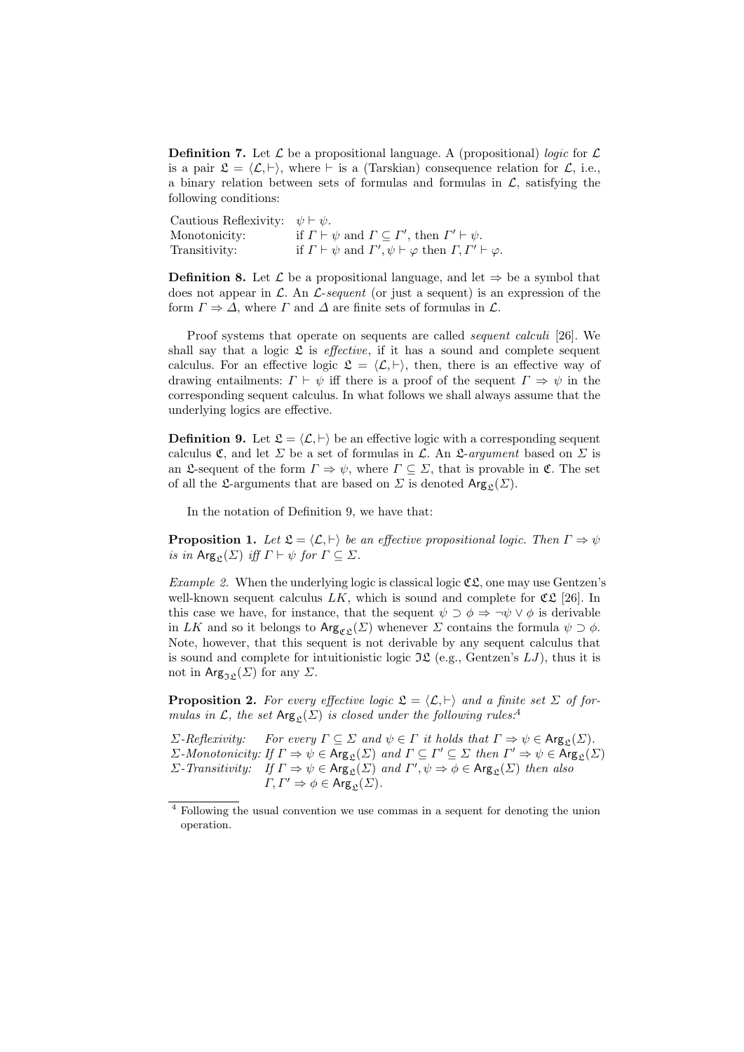**Definition 7.** Let $\mathcal{L}$ be a propositional language. A (propositional) *logic* for $\mathcal{L}$ is a pair $\mathfrak{L} = \langle \mathcal{L}, \vdash \rangle$, where $\vdash$ is a (Tarskian) consequence relation for $\mathcal{L}$, i.e., a binary relation between sets of formulas and formulas in $\mathcal{L}$, satisfying the following conditions:

Cautious Reflexivity: $\psi \vdash \psi$.
Monotonicity: if $\Gamma \vdash \psi$ and $\Gamma \subseteq \Gamma'$, then $\Gamma' \vdash \psi$.
Transitivity: if $\Gamma \vdash \psi$ and $\Gamma', \psi \vdash \varphi$ then $\Gamma, \Gamma' \vdash \varphi$.

**Definition 8.** Let $\mathcal{L}$ be a propositional language, and let $\Rightarrow$ be a symbol that does not appear in $\mathcal{L}$. An $\mathcal{L}$-*sequent* (or just a sequent) is an expression of the form $\Gamma \Rightarrow \Delta$, where $\Gamma$ and $\Delta$ are finite sets of formulas in $\mathcal{L}$.

Proof systems that operate on sequents are called *sequent calculi* [26]. We shall say that a logic $\mathfrak{L}$ is *effective*, if it has a sound and complete sequent calculus. For an effective logic $\mathfrak{L} = \langle \mathcal{L}, \vdash \rangle$, then, there is an effective way of drawing entailments: $\Gamma \vdash \psi$ iff there is a proof of the sequent $\Gamma \Rightarrow \psi$ in the corresponding sequent calculus. In what follows we shall always assume that the underlying logics are effective.

**Definition 9.** Let $\mathfrak{L} = \langle \mathcal{L}, \vdash \rangle$ be an effective logic with a corresponding sequent calculus $\mathfrak{C}$, and let $\Sigma$ be a set of formulas in $\mathcal{L}$. An $\mathfrak{L}$-*argument* based on $\Sigma$ is an $\mathfrak{L}$-sequent of the form $\Gamma \Rightarrow \psi$, where $\Gamma \subseteq \Sigma$, that is provable in $\mathfrak{C}$. The set of all the $\mathfrak{L}$-arguments that are based on $\Sigma$ is denoted $\mathsf{Arg}_{\mathfrak{L}}(\Sigma)$.

In the notation of Definition 9, we have that:

**Proposition 1.** *Let $\mathfrak{L} = \langle \mathcal{L}, \vdash \rangle$ be an effective propositional logic. Then $\Gamma \Rightarrow \psi$ is in $\mathsf{Arg}_{\mathfrak{L}}(\Sigma)$ iff $\Gamma \vdash \psi$ for $\Gamma \subseteq \Sigma$.*

*Example 2.* When the underlying logic is classical logic $\mathfrak{CL}$, one may use Gentzen's well-known sequent calculus $LK$, which is sound and complete for $\mathfrak{CL}$ [26]. In this case we have, for instance, that the sequent $\psi \supset \phi \Rightarrow \neg\psi \vee \phi$ is derivable in $LK$ and so it belongs to $\mathsf{Arg}_{\mathfrak{CL}}(\Sigma)$ whenever $\Sigma$ contains the formula $\psi \supset \phi$. Note, however, that this sequent is not derivable by any sequent calculus that is sound and complete for intuitionistic logic $\mathfrak{IL}$ (e.g., Gentzen's $LJ$), thus it is not in $\mathsf{Arg}_{\mathfrak{IL}}(\Sigma)$ for any $\Sigma$.

**Proposition 2.** *For every effective logic $\mathfrak{L} = \langle \mathcal{L}, \vdash \rangle$ and a finite set $\Sigma$ of formulas in $\mathcal{L}$, the set $\mathsf{Arg}_{\mathfrak{L}}(\Sigma)$ is closed under the following rules:*[4]

*$\Sigma$-Reflexivity:* *For every $\Gamma \subseteq \Sigma$ and $\psi \in \Gamma$ it holds that $\Gamma \Rightarrow \psi \in \mathsf{Arg}_{\mathfrak{L}}(\Sigma)$.*
*$\Sigma$-Monotonicity:* *If $\Gamma \Rightarrow \psi \in \mathsf{Arg}_{\mathfrak{L}}(\Sigma)$ and $\Gamma \subseteq \Gamma' \subseteq \Sigma$ then $\Gamma' \Rightarrow \psi \in \mathsf{Arg}_{\mathfrak{L}}(\Sigma)$*
*$\Sigma$-Transitivity:* *If $\Gamma \Rightarrow \psi \in \mathsf{Arg}_{\mathfrak{L}}(\Sigma)$ and $\Gamma', \psi \Rightarrow \phi \in \mathsf{Arg}_{\mathfrak{L}}(\Sigma)$ then also $\Gamma, \Gamma' \Rightarrow \phi \in \mathsf{Arg}_{\mathfrak{L}}(\Sigma)$.*

[4] Following the usual convention we use commas in a sequent for denoting the union operation.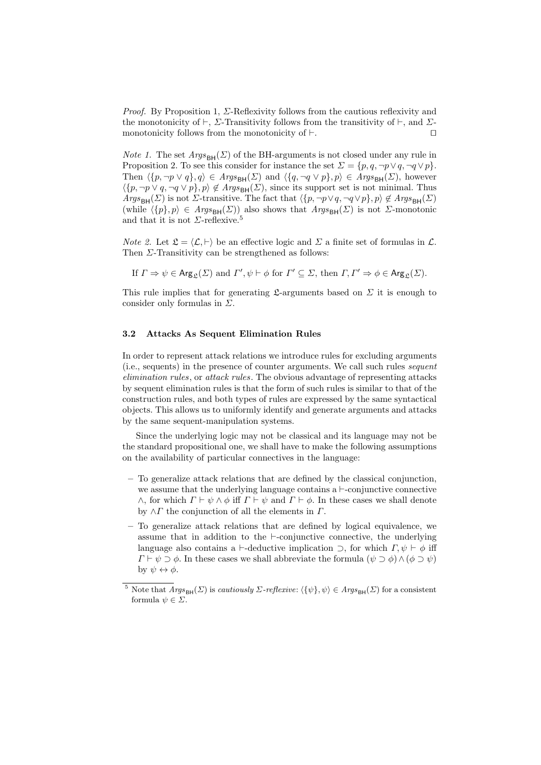*Proof.* By Proposition 1, $\Sigma$-Reflexivity follows from the cautious reflexivity and the monotonicity of $\vdash$, $\Sigma$-Transitivity follows from the transitivity of $\vdash$, and $\Sigma$-monotonicity follows from the monotonicity of $\vdash$. ⊓⊔

*Note 1.* The set $Args_{\mathsf{BH}}(\Sigma)$ of the BH-arguments is not closed under any rule in Proposition 2. To see this consider for instance the set $\Sigma = \{p, q, \neg p \vee q, \neg q \vee p\}$. Then $\langle \{p, \neg p \vee q\}, q\rangle \in Args_{\mathsf{BH}}(\Sigma)$ and $\langle \{q, \neg q \vee p\}, p\rangle \in Args_{\mathsf{BH}}(\Sigma)$, however $\langle \{p, \neg p \vee q, \neg q \vee p\}, p\rangle \notin Args_{\mathsf{BH}}(\Sigma)$, since its support set is not minimal. Thus $Args_{\mathsf{BH}}(\Sigma)$ is not $\Sigma$-transitive. The fact that $\langle \{p, \neg p \vee q, \neg q \vee p\}, p\rangle \notin Args_{\mathsf{BH}}(\Sigma)$ (while $\langle \{p\}, p\rangle \in Args_{\mathsf{BH}}(\Sigma)$) also shows that $Args_{\mathsf{BH}}(\Sigma)$ is not $\Sigma$-monotonic and that it is not $\Sigma$-reflexive.[5]

*Note 2.* Let $\mathfrak{L} = \langle \mathcal{L}, \vdash\rangle$ be an effective logic and $\Sigma$ a finite set of formulas in $\mathcal{L}$. Then $\Sigma$-Transitivity can be strengthened as follows:

If $\Gamma \Rightarrow \psi \in \mathsf{Arg}_{\mathfrak{L}}(\Sigma)$ and $\Gamma', \psi \vdash \phi$ for $\Gamma' \subseteq \Sigma$, then $\Gamma, \Gamma' \Rightarrow \phi \in \mathsf{Arg}_{\mathfrak{L}}(\Sigma)$.

This rule implies that for generating $\mathfrak{L}$-arguments based on $\Sigma$ it is enough to consider only formulas in $\Sigma$.

### 3.2 Attacks As Sequent Elimination Rules

In order to represent attack relations we introduce rules for excluding arguments (i.e., sequents) in the presence of counter arguments. We call such rules *sequent elimination rules*, or *attack rules*. The obvious advantage of representing attacks by sequent elimination rules is that the form of such rules is similar to that of the construction rules, and both types of rules are expressed by the same syntactical objects. This allows us to uniformly identify and generate arguments and attacks by the same sequent-manipulation systems.

Since the underlying logic may not be classical and its language may not be the standard propositional one, we shall have to make the following assumptions on the availability of particular connectives in the language:

- To generalize attack relations that are defined by the classical conjunction, we assume that the underlying language contains a $\vdash$-conjunctive connective $\wedge$, for which $\Gamma \vdash \psi \wedge \phi$ iff $\Gamma \vdash \psi$ and $\Gamma \vdash \phi$. In these cases we shall denote by $\wedge\Gamma$ the conjunction of all the elements in $\Gamma$.
- To generalize attack relations that are defined by logical equivalence, we assume that in addition to the $\vdash$-conjunctive connective, the underlying language also contains a $\vdash$-deductive implication $\supset$, for which $\Gamma, \psi \vdash \phi$ iff $\Gamma \vdash \psi \supset \phi$. In these cases we shall abbreviate the formula $(\psi \supset \phi) \wedge (\phi \supset \psi)$ by $\psi \leftrightarrow \phi$.

[5] Note that $Args_{\mathsf{BH}}(\Sigma)$ is *cautiously $\Sigma$-reflexive*: $\langle \{\psi\}, \psi\rangle \in Args_{\mathsf{BH}}(\Sigma)$ for a consistent formula $\psi \in \Sigma$.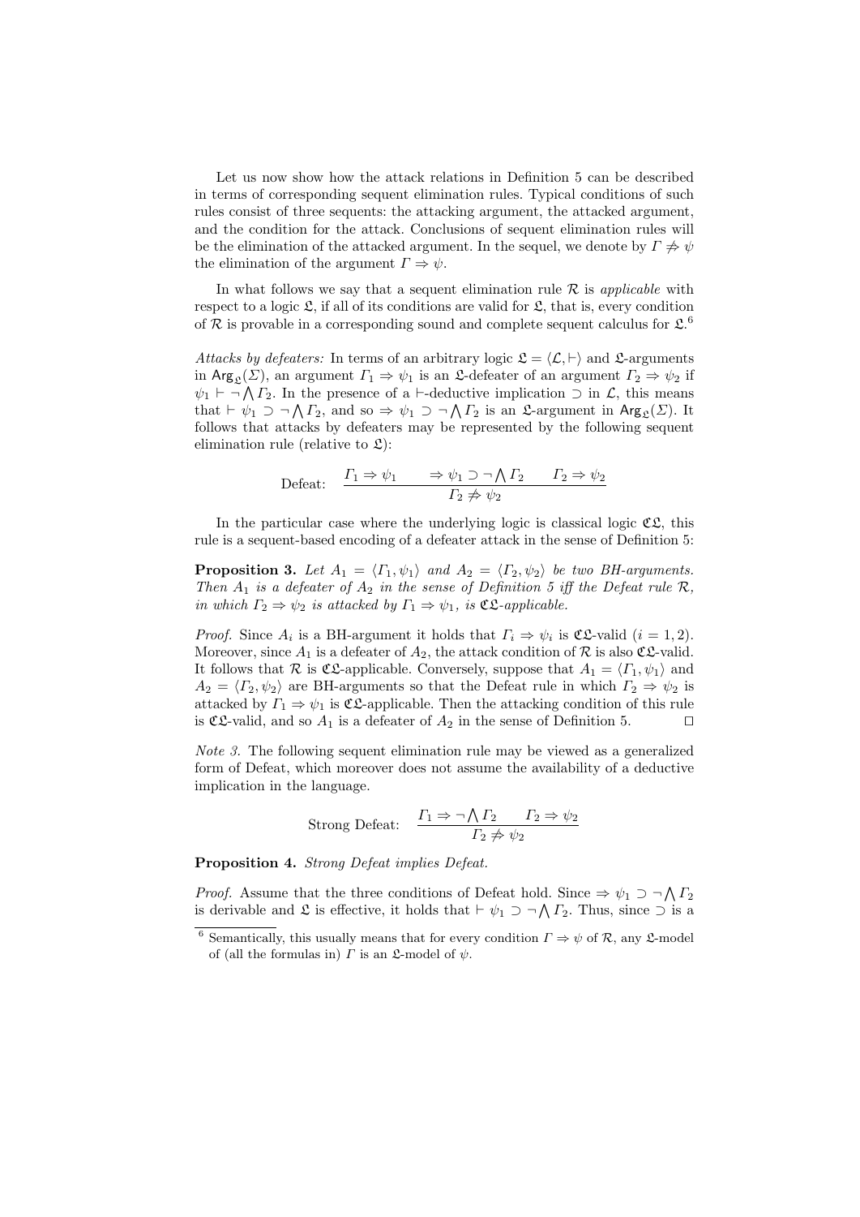Let us now show how the attack relations in Definition 5 can be described in terms of corresponding sequent elimination rules. Typical conditions of such rules consist of three sequents: the attacking argument, the attacked argument, and the condition for the attack. Conclusions of sequent elimination rules will be the elimination of the attacked argument. In the sequel, we denote by $\Gamma \not\Rightarrow \psi$ the elimination of the argument $\Gamma \Rightarrow \psi$.

In what follows we say that a sequent elimination rule $\mathcal{R}$ is *applicable* with respect to a logic $\mathfrak{L}$, if all of its conditions are valid for $\mathfrak{L}$, that is, every condition of $\mathcal{R}$ is provable in a corresponding sound and complete sequent calculus for $\mathfrak{L}$.[6]

*Attacks by defeaters:* In terms of an arbitrary logic $\mathfrak{L} = \langle \mathcal{L}, \vdash \rangle$ and $\mathfrak{L}$-arguments in $\mathsf{Arg}_{\mathfrak{L}}(\Sigma)$, an argument $\Gamma_1 \Rightarrow \psi_1$ is an $\mathfrak{L}$-defeater of an argument $\Gamma_2 \Rightarrow \psi_2$ if $\psi_1 \vdash \neg \bigwedge \Gamma_2$. In the presence of a $\vdash$-deductive implication $\supset$ in $\mathcal{L}$, this means that $\vdash \psi_1 \supset \neg \bigwedge \Gamma_2$, and so $\Rightarrow \psi_1 \supset \neg \bigwedge \Gamma_2$ is an $\mathfrak{L}$-argument in $\mathsf{Arg}_{\mathfrak{L}}(\Sigma)$. It follows that attacks by defeaters may be represented by the following sequent elimination rule (relative to $\mathfrak{L}$):

$$\text{Defeat:} \quad \frac{\Gamma_1 \Rightarrow \psi_1 \qquad \Rightarrow \psi_1 \supset \neg \bigwedge \Gamma_2 \qquad \Gamma_2 \Rightarrow \psi_2}{\Gamma_2 \not\Rightarrow \psi_2}$$

In the particular case where the underlying logic is classical logic $\mathfrak{CL}$, this rule is a sequent-based encoding of a defeater attack in the sense of Definition 5:

**Proposition 3.** *Let $A_1 = \langle \Gamma_1, \psi_1 \rangle$ and $A_2 = \langle \Gamma_2, \psi_2 \rangle$ be two BH-arguments. Then $A_1$ is a defeater of $A_2$ in the sense of Definition 5 iff the Defeat rule $\mathcal{R}$, in which $\Gamma_2 \Rightarrow \psi_2$ is attacked by $\Gamma_1 \Rightarrow \psi_1$, is $\mathfrak{CL}$-applicable.*

*Proof.* Since $A_i$ is a BH-argument it holds that $\Gamma_i \Rightarrow \psi_i$ is $\mathfrak{CL}$-valid ($i = 1, 2$). Moreover, since $A_1$ is a defeater of $A_2$, the attack condition of $\mathcal{R}$ is also $\mathfrak{CL}$-valid. It follows that $\mathcal{R}$ is $\mathfrak{CL}$-applicable. Conversely, suppose that $A_1 = \langle \Gamma_1, \psi_1 \rangle$ and $A_2 = \langle \Gamma_2, \psi_2 \rangle$ are BH-arguments so that the Defeat rule in which $\Gamma_2 \Rightarrow \psi_2$ is attacked by $\Gamma_1 \Rightarrow \psi_1$ is $\mathfrak{CL}$-applicable. Then the attacking condition of this rule is $\mathfrak{CL}$-valid, and so $A_1$ is a defeater of $A_2$ in the sense of Definition 5. ☐

*Note 3.* The following sequent elimination rule may be viewed as a generalized form of Defeat, which moreover does not assume the availability of a deductive implication in the language.

$$\text{Strong Defeat:} \quad \frac{\Gamma_1 \Rightarrow \neg \bigwedge \Gamma_2 \qquad \Gamma_2 \Rightarrow \psi_2}{\Gamma_2 \not\Rightarrow \psi_2}$$

**Proposition 4.** *Strong Defeat implies Defeat.*

*Proof.* Assume that the three conditions of Defeat hold. Since $\Rightarrow \psi_1 \supset \neg \bigwedge \Gamma_2$ is derivable and $\mathfrak{L}$ is effective, it holds that $\vdash \psi_1 \supset \neg \bigwedge \Gamma_2$. Thus, since $\supset$ is a

[6] Semantically, this usually means that for every condition $\Gamma \Rightarrow \psi$ of $\mathcal{R}$, any $\mathfrak{L}$-model of (all the formulas in) $\Gamma$ is an $\mathfrak{L}$-model of $\psi$.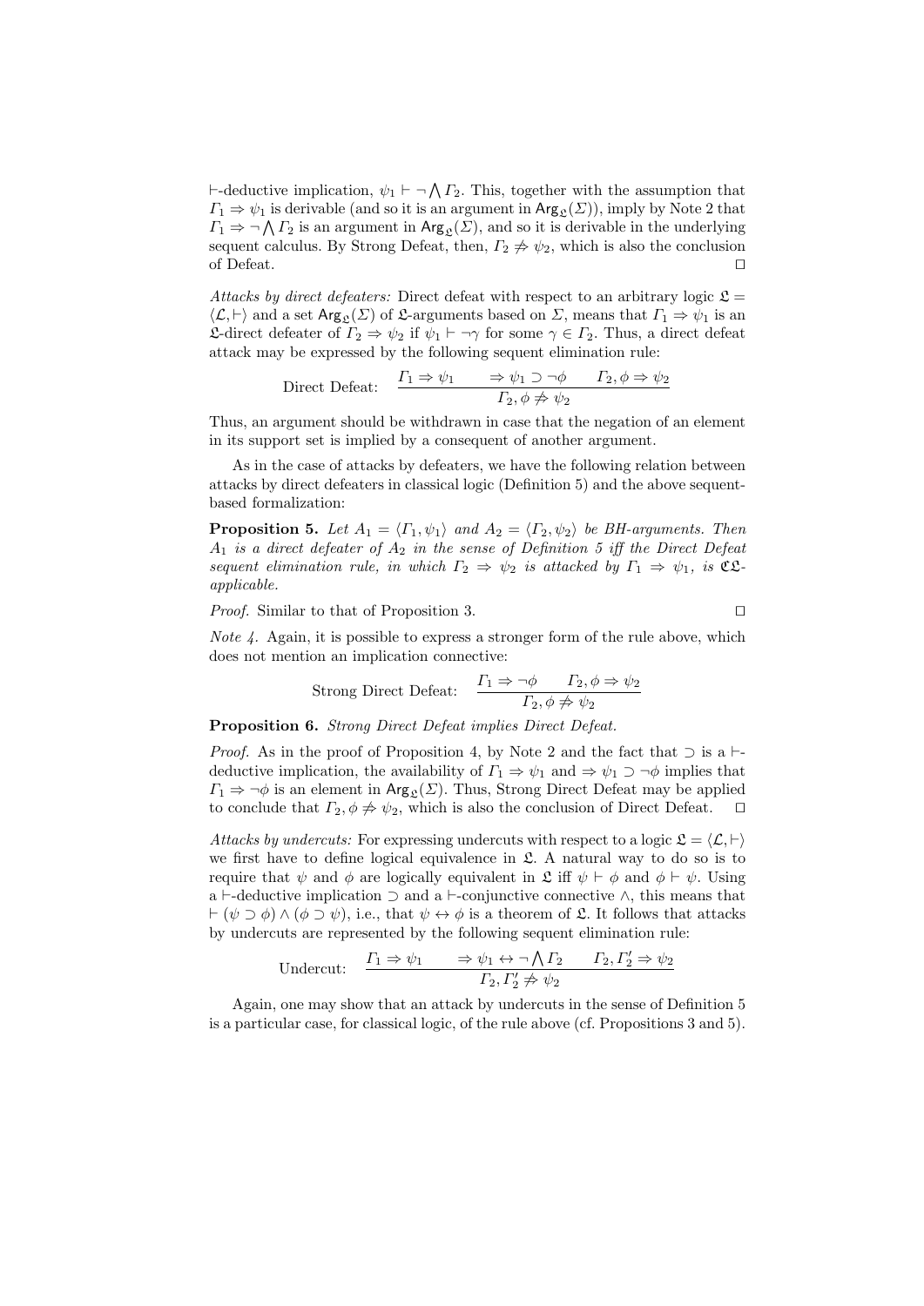$\vdash$-deductive implication, $\psi_1 \vdash \neg \bigwedge \Gamma_2$. This, together with the assumption that $\Gamma_1 \Rightarrow \psi_1$ is derivable (and so it is an argument in $\mathsf{Arg}_{\mathfrak{L}}(\Sigma)$), imply by Note 2 that $\Gamma_1 \Rightarrow \neg \bigwedge \Gamma_2$ is an argument in $\mathsf{Arg}_{\mathfrak{L}}(\Sigma)$, and so it is derivable in the underlying sequent calculus. By Strong Defeat, then, $\Gamma_2 \not\Rightarrow \psi_2$, which is also the conclusion of Defeat. $\square$

*Attacks by direct defeaters:* Direct defeat with respect to an arbitrary logic $\mathfrak{L} = \langle \mathcal{L}, \vdash \rangle$ and a set $\mathsf{Arg}_{\mathfrak{L}}(\Sigma)$ of $\mathfrak{L}$-arguments based on $\Sigma$, means that $\Gamma_1 \Rightarrow \psi_1$ is an $\mathfrak{L}$-direct defeater of $\Gamma_2 \Rightarrow \psi_2$ if $\psi_1 \vdash \neg\gamma$ for some $\gamma \in \Gamma_2$. Thus, a direct defeat attack may be expressed by the following sequent elimination rule:

$$\text{Direct Defeat:} \quad \frac{\Gamma_1 \Rightarrow \psi_1 \qquad \Rightarrow \psi_1 \supset \neg\phi \qquad \Gamma_2, \phi \Rightarrow \psi_2}{\Gamma_2, \phi \not\Rightarrow \psi_2}$$

Thus, an argument should be withdrawn in case that the negation of an element in its support set is implied by a consequent of another argument.

As in the case of attacks by defeaters, we have the following relation between attacks by direct defeaters in classical logic (Definition 5) and the above sequent-based formalization:

**Proposition 5.** *Let $A_1 = \langle \Gamma_1, \psi_1 \rangle$ and $A_2 = \langle \Gamma_2, \psi_2 \rangle$ be BH-arguments. Then $A_1$ is a direct defeater of $A_2$ in the sense of Definition 5 iff the Direct Defeat sequent elimination rule, in which $\Gamma_2 \Rightarrow \psi_2$ is attacked by $\Gamma_1 \Rightarrow \psi_1$, is $\mathfrak{CL}$-applicable.*

*Proof.* Similar to that of Proposition 3. $\square$

*Note 4.* Again, it is possible to express a stronger form of the rule above, which does not mention an implication connective:

$$\text{Strong Direct Defeat:} \quad \frac{\Gamma_1 \Rightarrow \neg\phi \qquad \Gamma_2, \phi \Rightarrow \psi_2}{\Gamma_2, \phi \not\Rightarrow \psi_2}$$

**Proposition 6.** *Strong Direct Defeat implies Direct Defeat.*

*Proof.* As in the proof of Proposition 4, by Note 2 and the fact that $\supset$ is a $\vdash$-deductive implication, the availability of $\Gamma_1 \Rightarrow \psi_1$ and $\Rightarrow \psi_1 \supset \neg\phi$ implies that $\Gamma_1 \Rightarrow \neg\phi$ is an element in $\mathsf{Arg}_{\mathfrak{L}}(\Sigma)$. Thus, Strong Direct Defeat may be applied to conclude that $\Gamma_2, \phi \not\Rightarrow \psi_2$, which is also the conclusion of Direct Defeat. $\square$

*Attacks by undercuts:* For expressing undercuts with respect to a logic $\mathfrak{L} = \langle \mathcal{L}, \vdash \rangle$ we first have to define logical equivalence in $\mathfrak{L}$. A natural way to do so is to require that $\psi$ and $\phi$ are logically equivalent in $\mathfrak{L}$ iff $\psi \vdash \phi$ and $\phi \vdash \psi$. Using a $\vdash$-deductive implication $\supset$ and a $\vdash$-conjunctive connective $\wedge$, this means that $\vdash (\psi \supset \phi) \wedge (\phi \supset \psi)$, i.e., that $\psi \leftrightarrow \phi$ is a theorem of $\mathfrak{L}$. It follows that attacks by undercuts are represented by the following sequent elimination rule:

$$\text{Undercut:} \quad \frac{\Gamma_1 \Rightarrow \psi_1 \qquad \Rightarrow \psi_1 \leftrightarrow \neg \bigwedge \Gamma_2 \qquad \Gamma_2, \Gamma_2' \Rightarrow \psi_2}{\Gamma_2, \Gamma_2' \not\Rightarrow \psi_2}$$

Again, one may show that an attack by undercuts in the sense of Definition 5 is a particular case, for classical logic, of the rule above (cf. Propositions 3 and 5).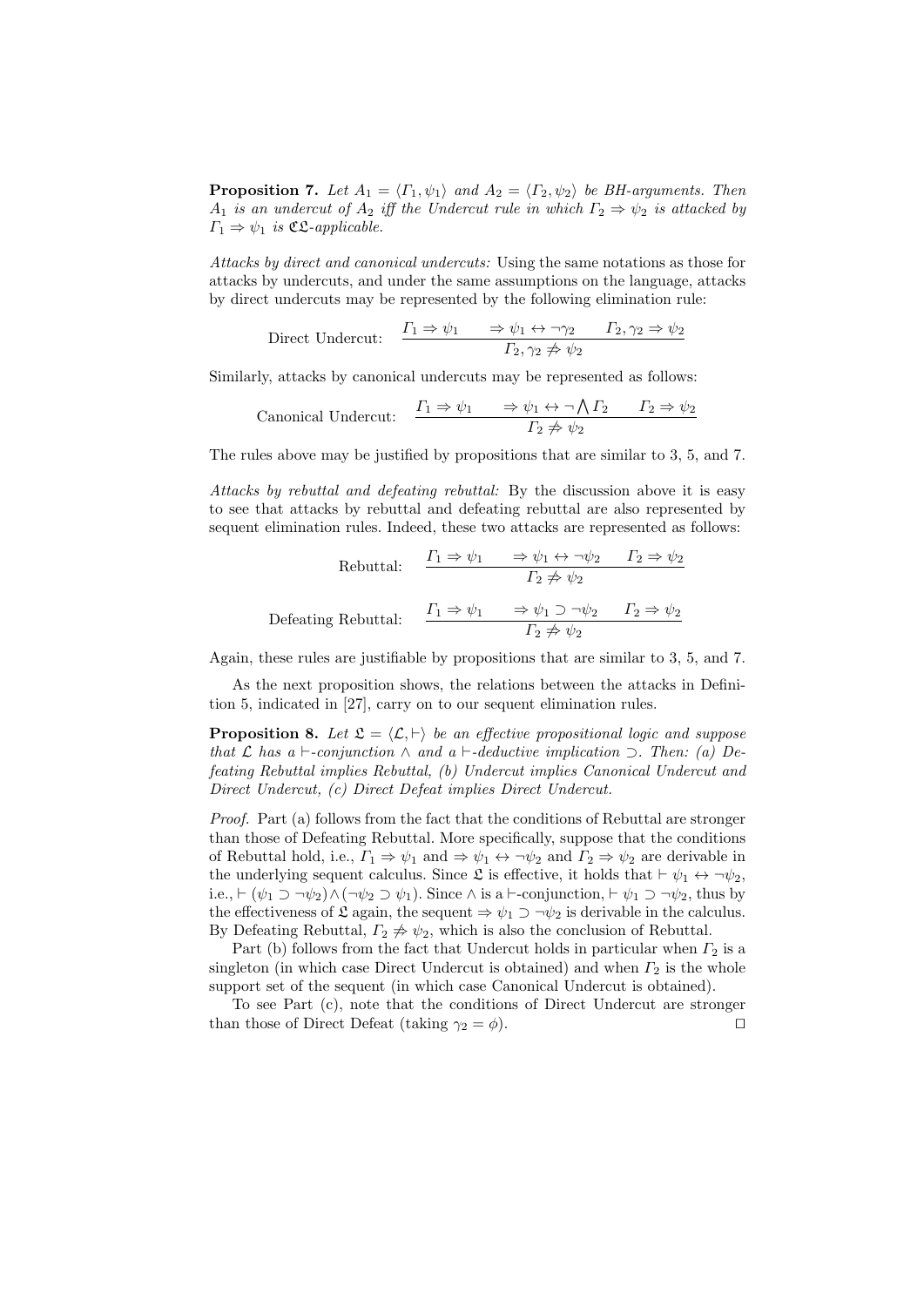**Proposition 7.** *Let $A_1 = \langle \Gamma_1, \psi_1 \rangle$ and $A_2 = \langle \Gamma_2, \psi_2 \rangle$ be BH-arguments. Then $A_1$ is an undercut of $A_2$ iff the Undercut rule in which $\Gamma_2 \Rightarrow \psi_2$ is attacked by $\Gamma_1 \Rightarrow \psi_1$ is $\mathfrak{CL}$-applicable.*

*Attacks by direct and canonical undercuts:* Using the same notations as those for attacks by undercuts, and under the same assumptions on the language, attacks by direct undercuts may be represented by the following elimination rule:

$$\text{Direct Undercut:} \quad \frac{\Gamma_1 \Rightarrow \psi_1 \qquad \Rightarrow \psi_1 \leftrightarrow \neg\gamma_2 \qquad \Gamma_2, \gamma_2 \Rightarrow \psi_2}{\Gamma_2, \gamma_2 \not\Rightarrow \psi_2}$$

Similarly, attacks by canonical undercuts may be represented as follows:

$$\text{Canonical Undercut:} \quad \frac{\Gamma_1 \Rightarrow \psi_1 \qquad \Rightarrow \psi_1 \leftrightarrow \neg \bigwedge \Gamma_2 \qquad \Gamma_2 \Rightarrow \psi_2}{\Gamma_2 \not\Rightarrow \psi_2}$$

The rules above may be justified by propositions that are similar to 3, 5, and 7.

*Attacks by rebuttal and defeating rebuttal:* By the discussion above it is easy to see that attacks by rebuttal and defeating rebuttal are also represented by sequent elimination rules. Indeed, these two attacks are represented as follows:

$$\text{Rebuttal:} \quad \frac{\Gamma_1 \Rightarrow \psi_1 \qquad \Rightarrow \psi_1 \leftrightarrow \neg\psi_2 \qquad \Gamma_2 \Rightarrow \psi_2}{\Gamma_2 \not\Rightarrow \psi_2}$$

$$\text{Defeating Rebuttal:} \quad \frac{\Gamma_1 \Rightarrow \psi_1 \qquad \Rightarrow \psi_1 \supset \neg\psi_2 \qquad \Gamma_2 \Rightarrow \psi_2}{\Gamma_2 \not\Rightarrow \psi_2}$$

Again, these rules are justifiable by propositions that are similar to 3, 5, and 7.

As the next proposition shows, the relations between the attacks in Definition 5, indicated in [27], carry on to our sequent elimination rules.

**Proposition 8.** *Let $\mathfrak{L} = \langle \mathcal{L}, \vdash \rangle$ be an effective propositional logic and suppose that $\mathcal{L}$ has a $\vdash$-conjunction $\wedge$ and a $\vdash$-deductive implication $\supset$. Then: (a) Defeating Rebuttal implies Rebuttal, (b) Undercut implies Canonical Undercut and Direct Undercut, (c) Direct Defeat implies Direct Undercut.*

*Proof.* Part (a) follows from the fact that the conditions of Rebuttal are stronger than those of Defeating Rebuttal. More specifically, suppose that the conditions of Rebuttal hold, i.e., $\Gamma_1 \Rightarrow \psi_1$ and $\Rightarrow \psi_1 \leftrightarrow \neg\psi_2$ and $\Gamma_2 \Rightarrow \psi_2$ are derivable in the underlying sequent calculus. Since $\mathfrak{L}$ is effective, it holds that $\vdash \psi_1 \leftrightarrow \neg\psi_2$, i.e., $\vdash (\psi_1 \supset \neg\psi_2) \wedge (\neg\psi_2 \supset \psi_1)$. Since $\wedge$ is a $\vdash$-conjunction, $\vdash \psi_1 \supset \neg\psi_2$, thus by the effectiveness of $\mathfrak{L}$ again, the sequent $\Rightarrow \psi_1 \supset \neg\psi_2$ is derivable in the calculus. By Defeating Rebuttal, $\Gamma_2 \not\Rightarrow \psi_2$, which is also the conclusion of Rebuttal.

Part (b) follows from the fact that Undercut holds in particular when $\Gamma_2$ is a singleton (in which case Direct Undercut is obtained) and when $\Gamma_2$ is the whole support set of the sequent (in which case Canonical Undercut is obtained).

To see Part (c), note that the conditions of Direct Undercut are stronger than those of Direct Defeat (taking $\gamma_2 = \phi$). $\square$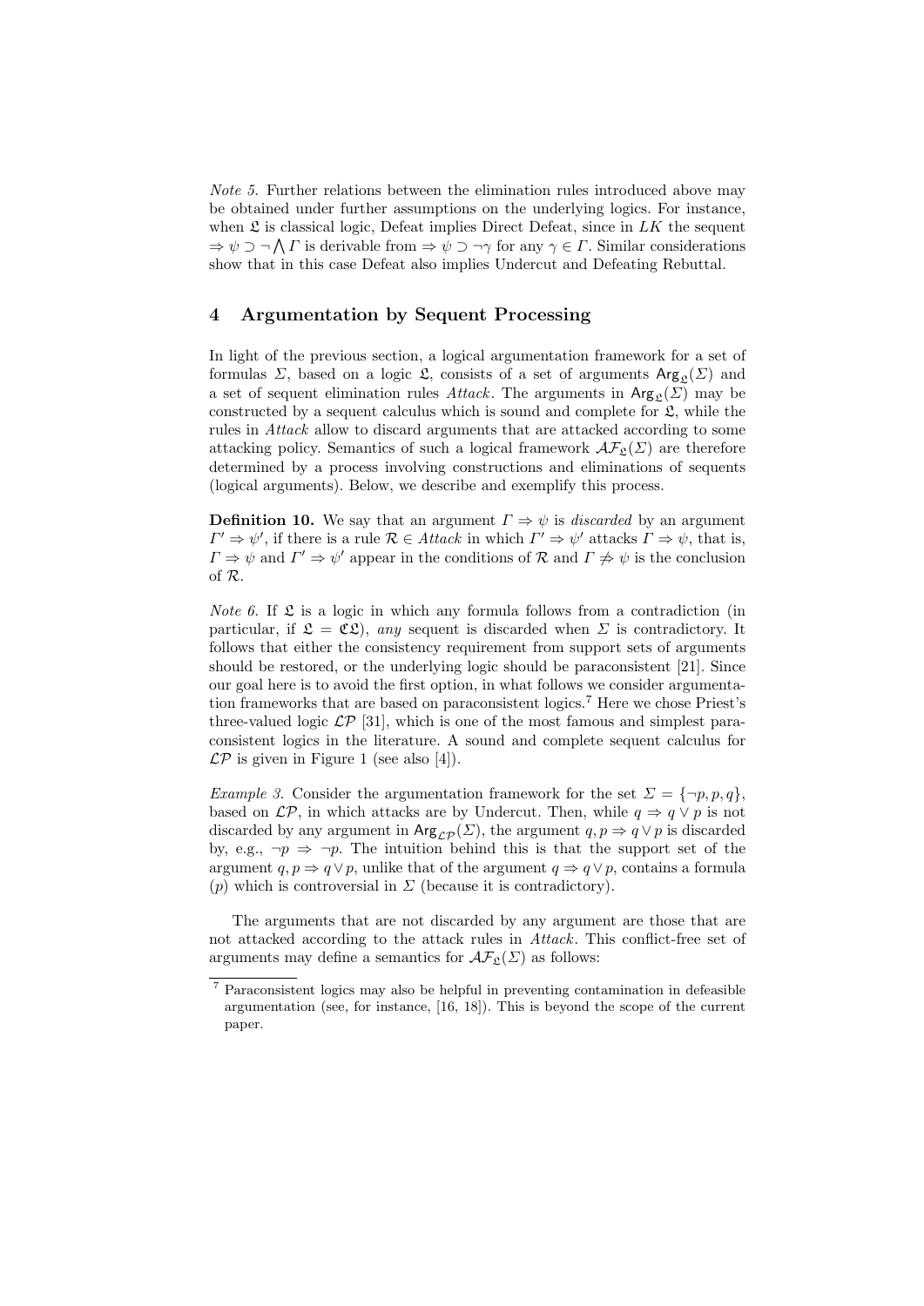*Note 5.* Further relations between the elimination rules introduced above may be obtained under further assumptions on the underlying logics. For instance, when $\mathfrak{L}$ is classical logic, Defeat implies Direct Defeat, since in $LK$ the sequent $\Rightarrow \psi \supset \neg \bigwedge \Gamma$ is derivable from $\Rightarrow \psi \supset \neg\gamma$ for any $\gamma \in \Gamma$. Similar considerations show that in this case Defeat also implies Undercut and Defeating Rebuttal.

## 4 Argumentation by Sequent Processing

In light of the previous section, a logical argumentation framework for a set of formulas $\Sigma$, based on a logic $\mathfrak{L}$, consists of a set of arguments $\mathsf{Arg}_{\mathfrak{L}}(\Sigma)$ and a set of sequent elimination rules *Attack*. The arguments in $\mathsf{Arg}_{\mathfrak{L}}(\Sigma)$ may be constructed by a sequent calculus which is sound and complete for $\mathfrak{L}$, while the rules in *Attack* allow to discard arguments that are attacked according to some attacking policy. Semantics of such a logical framework $\mathcal{AF}_{\mathfrak{L}}(\Sigma)$ are therefore determined by a process involving constructions and eliminations of sequents (logical arguments). Below, we describe and exemplify this process.

**Definition 10.** We say that an argument $\Gamma \Rightarrow \psi$ is *discarded* by an argument $\Gamma' \Rightarrow \psi'$, if there is a rule $\mathcal{R} \in$ *Attack* in which $\Gamma' \Rightarrow \psi'$ attacks $\Gamma \Rightarrow \psi$, that is, $\Gamma \Rightarrow \psi$ and $\Gamma' \Rightarrow \psi'$ appear in the conditions of $\mathcal{R}$ and $\Gamma \not\Rightarrow \psi$ is the conclusion of $\mathcal{R}$.

*Note 6.* If $\mathfrak{L}$ is a logic in which any formula follows from a contradiction (in particular, if $\mathfrak{L} = \mathfrak{CL}$), *any* sequent is discarded when $\Sigma$ is contradictory. It follows that either the consistency requirement from support sets of arguments should be restored, or the underlying logic should be paraconsistent [21]. Since our goal here is to avoid the first option, in what follows we consider argumentation frameworks that are based on paraconsistent logics.[7] Here we chose Priest's three-valued logic $\mathcal{LP}$ [31], which is one of the most famous and simplest paraconsistent logics in the literature. A sound and complete sequent calculus for $\mathcal{LP}$ is given in Figure 1 (see also [4]).

*Example 3.* Consider the argumentation framework for the set $\Sigma = \{\neg p, p, q\}$, based on $\mathcal{LP}$, in which attacks are by Undercut. Then, while $q \Rightarrow q \vee p$ is not discarded by any argument in $\mathsf{Arg}_{\mathcal{LP}}(\Sigma)$, the argument $q, p \Rightarrow q \vee p$ is discarded by, e.g., $\neg p \Rightarrow \neg p$. The intuition behind this is that the support set of the argument $q, p \Rightarrow q \vee p$, unlike that of the argument $q \Rightarrow q \vee p$, contains a formula ($p$) which is controversial in $\Sigma$ (because it is contradictory).

The arguments that are not discarded by any argument are those that are not attacked according to the attack rules in *Attack*. This conflict-free set of arguments may define a semantics for $\mathcal{AF}_{\mathfrak{L}}(\Sigma)$ as follows:

[7] Paraconsistent logics may also be helpful in preventing contamination in defeasible argumentation (see, for instance, [16, 18]). This is beyond the scope of the current paper.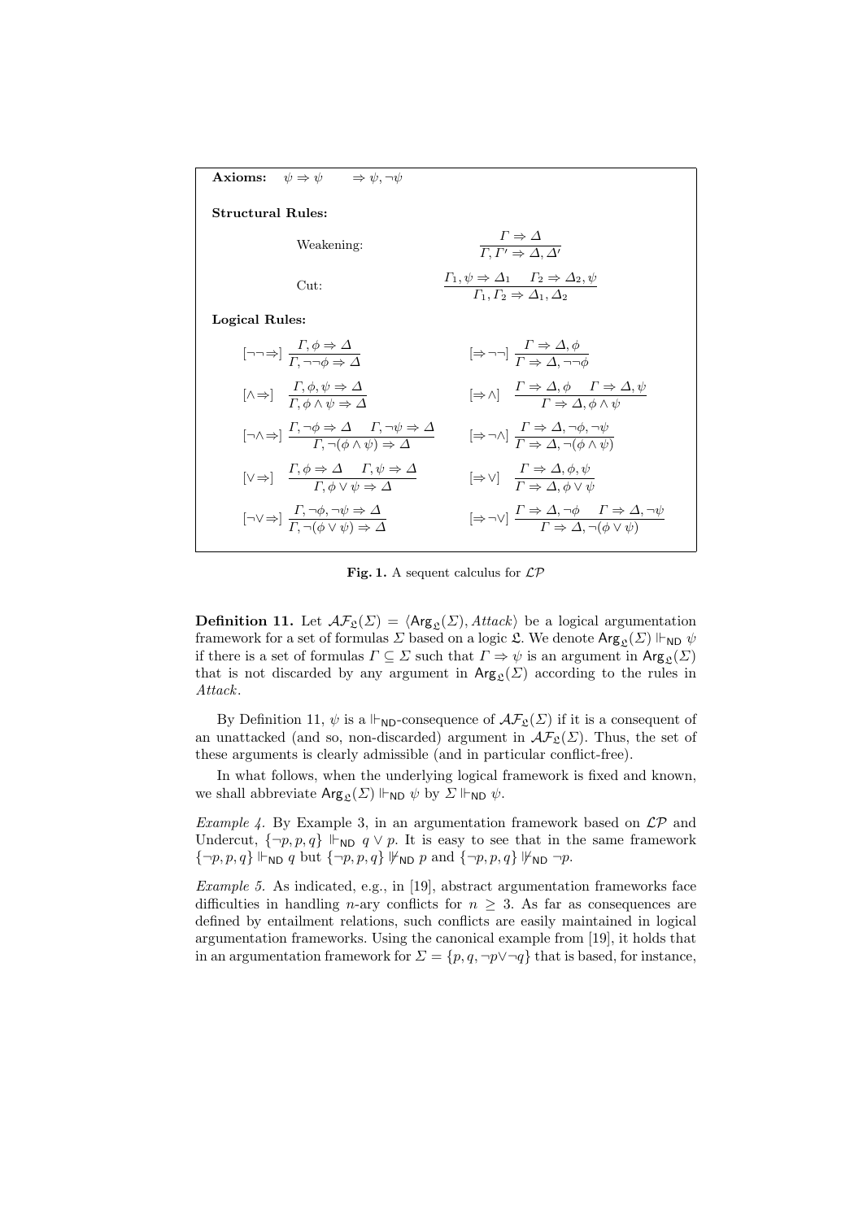**Axioms:** $\psi \Rightarrow \psi \qquad \Rightarrow \psi, \neg\psi$

**Structural Rules:**

Weakening:
$$\frac{\Gamma \Rightarrow \Delta}{\Gamma, \Gamma' \Rightarrow \Delta, \Delta'}$$

Cut:
$$\frac{\Gamma_1, \psi \Rightarrow \Delta_1 \quad \Gamma_2 \Rightarrow \Delta_2, \psi}{\Gamma_1, \Gamma_2 \Rightarrow \Delta_1, \Delta_2}$$

**Logical Rules:**

$$[\neg\neg\Rightarrow]\ \frac{\Gamma, \phi \Rightarrow \Delta}{\Gamma, \neg\neg\phi \Rightarrow \Delta} \qquad [\Rightarrow\neg\neg]\ \frac{\Gamma \Rightarrow \Delta, \phi}{\Gamma \Rightarrow \Delta, \neg\neg\phi}$$

$$[\wedge\Rightarrow]\ \frac{\Gamma, \phi, \psi \Rightarrow \Delta}{\Gamma, \phi \wedge \psi \Rightarrow \Delta} \qquad [\Rightarrow\wedge]\ \frac{\Gamma \Rightarrow \Delta, \phi \quad \Gamma \Rightarrow \Delta, \psi}{\Gamma \Rightarrow \Delta, \phi \wedge \psi}$$

$$[\neg\wedge\Rightarrow]\ \frac{\Gamma, \neg\phi \Rightarrow \Delta \quad \Gamma, \neg\psi \Rightarrow \Delta}{\Gamma, \neg(\phi \wedge \psi) \Rightarrow \Delta} \qquad [\Rightarrow\neg\wedge]\ \frac{\Gamma \Rightarrow \Delta, \neg\phi, \neg\psi}{\Gamma \Rightarrow \Delta, \neg(\phi \wedge \psi)}$$

$$[\vee\Rightarrow]\ \frac{\Gamma, \phi \Rightarrow \Delta \quad \Gamma, \psi \Rightarrow \Delta}{\Gamma, \phi \vee \psi \Rightarrow \Delta} \qquad [\Rightarrow\vee]\ \frac{\Gamma \Rightarrow \Delta, \phi, \psi}{\Gamma \Rightarrow \Delta, \phi \vee \psi}$$

$$[\neg\vee\Rightarrow]\ \frac{\Gamma, \neg\phi, \neg\psi \Rightarrow \Delta}{\Gamma, \neg(\phi \vee \psi) \Rightarrow \Delta} \qquad [\Rightarrow\neg\vee]\ \frac{\Gamma \Rightarrow \Delta, \neg\phi \quad \Gamma \Rightarrow \Delta, \neg\psi}{\Gamma \Rightarrow \Delta, \neg(\phi \vee \psi)}$$

**Fig. 1.** A sequent calculus for $\mathcal{LP}$

**Definition 11.** Let $\mathcal{AF}_{\mathfrak{L}}(\Sigma) = \langle \mathsf{Arg}_{\mathfrak{L}}(\Sigma), Attack \rangle$ be a logical argumentation framework for a set of formulas $\Sigma$ based on a logic $\mathfrak{L}$. We denote $\mathsf{Arg}_{\mathfrak{L}}(\Sigma) \Vdash_{\mathsf{ND}} \psi$ if there is a set of formulas $\Gamma \subseteq \Sigma$ such that $\Gamma \Rightarrow \psi$ is an argument in $\mathsf{Arg}_{\mathfrak{L}}(\Sigma)$ that is not discarded by any argument in $\mathsf{Arg}_{\mathfrak{L}}(\Sigma)$ according to the rules in *Attack*.

By Definition 11, $\psi$ is a $\Vdash_{\mathsf{ND}}$-consequence of $\mathcal{AF}_{\mathfrak{L}}(\Sigma)$ if it is a consequent of an unattacked (and so, non-discarded) argument in $\mathcal{AF}_{\mathfrak{L}}(\Sigma)$. Thus, the set of these arguments is clearly admissible (and in particular conflict-free).

In what follows, when the underlying logical framework is fixed and known, we shall abbreviate $\mathsf{Arg}_{\mathfrak{L}}(\Sigma) \Vdash_{\mathsf{ND}} \psi$ by $\Sigma \Vdash_{\mathsf{ND}} \psi$.

*Example 4.* By Example 3, in an argumentation framework based on $\mathcal{LP}$ and Undercut, $\{\neg p, p, q\} \Vdash_{\mathsf{ND}} q \vee p$. It is easy to see that in the same framework $\{\neg p, p, q\} \Vdash_{\mathsf{ND}} q$ but $\{\neg p, p, q\} \not\Vdash_{\mathsf{ND}} p$ and $\{\neg p, p, q\} \not\Vdash_{\mathsf{ND}} \neg p$.

*Example 5.* As indicated, e.g., in [19], abstract argumentation frameworks face difficulties in handling $n$-ary conflicts for $n \geq 3$. As far as consequences are defined by entailment relations, such conflicts are easily maintained in logical argumentation frameworks. Using the canonical example from [19], it holds that in an argumentation framework for $\Sigma = \{p, q, \neg p \vee \neg q\}$ that is based, for instance,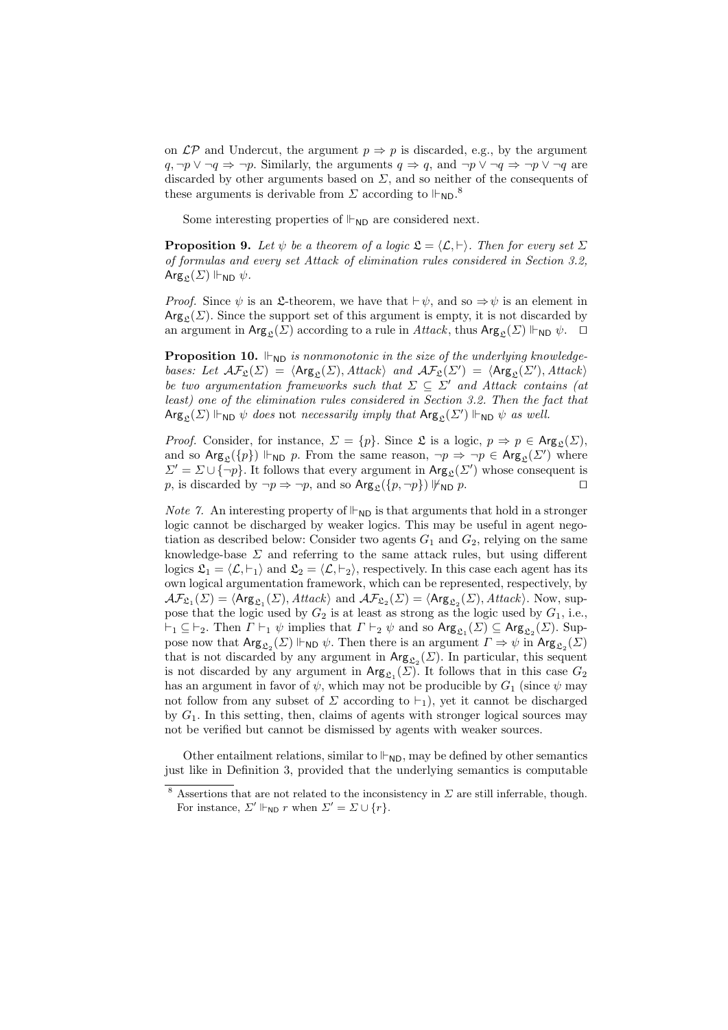on $\mathcal{LP}$ and Undercut, the argument $p \Rightarrow p$ is discarded, e.g., by the argument $q, \neg p \vee \neg q \Rightarrow \neg p$. Similarly, the arguments $q \Rightarrow q$, and $\neg p \vee \neg q \Rightarrow \neg p \vee \neg q$ are discarded by other arguments based on $\Sigma$, and so neither of the consequents of these arguments is derivable from $\Sigma$ according to $\Vdash_{\mathsf{ND}}$.[8]

Some interesting properties of $\Vdash_{\mathsf{ND}}$ are considered next.

**Proposition 9.** *Let $\psi$ be a theorem of a logic $\mathfrak{L} = \langle \mathcal{L}, \vdash \rangle$. Then for every set $\Sigma$ of formulas and every set Attack of elimination rules considered in Section 3.2, $\mathsf{Arg}_{\mathfrak{L}}(\Sigma) \Vdash_{\mathsf{ND}} \psi$.*

*Proof.* Since $\psi$ is an $\mathfrak{L}$-theorem, we have that $\vdash \psi$, and so $\Rightarrow \psi$ is an element in $\mathsf{Arg}_{\mathfrak{L}}(\Sigma)$. Since the support set of this argument is empty, it is not discarded by an argument in $\mathsf{Arg}_{\mathfrak{L}}(\Sigma)$ according to a rule in *Attack*, thus $\mathsf{Arg}_{\mathfrak{L}}(\Sigma) \Vdash_{\mathsf{ND}} \psi$. ◻

**Proposition 10.** *$\Vdash_{\mathsf{ND}}$ is nonmonotonic in the size of the underlying knowledge-bases: Let $\mathcal{AF}_{\mathfrak{L}}(\Sigma) = \langle \mathsf{Arg}_{\mathfrak{L}}(\Sigma), Attack \rangle$ and $\mathcal{AF}_{\mathfrak{L}}(\Sigma') = \langle \mathsf{Arg}_{\mathfrak{L}}(\Sigma'), Attack \rangle$ be two argumentation frameworks such that $\Sigma \subseteq \Sigma'$ and Attack contains (at least) one of the elimination rules considered in Section 3.2. Then the fact that $\mathsf{Arg}_{\mathfrak{L}}(\Sigma) \Vdash_{\mathsf{ND}} \psi$ does* not *necessarily imply that $\mathsf{Arg}_{\mathfrak{L}}(\Sigma') \Vdash_{\mathsf{ND}} \psi$ as well.*

*Proof.* Consider, for instance, $\Sigma = \{p\}$. Since $\mathfrak{L}$ is a logic, $p \Rightarrow p \in \mathsf{Arg}_{\mathfrak{L}}(\Sigma)$, and so $\mathsf{Arg}_{\mathfrak{L}}(\{p\}) \Vdash_{\mathsf{ND}} p$. From the same reason, $\neg p \Rightarrow \neg p \in \mathsf{Arg}_{\mathfrak{L}}(\Sigma')$ where $\Sigma' = \Sigma \cup \{\neg p\}$. It follows that every argument in $\mathsf{Arg}_{\mathfrak{L}}(\Sigma')$ whose consequent is $p$, is discarded by $\neg p \Rightarrow \neg p$, and so $\mathsf{Arg}_{\mathfrak{L}}(\{p, \neg p\}) \not\Vdash_{\mathsf{ND}} p$. ◻

*Note 7.* An interesting property of $\Vdash_{\mathsf{ND}}$ is that arguments that hold in a stronger logic cannot be discharged by weaker logics. This may be useful in agent negotiation as described below: Consider two agents $G_1$ and $G_2$, relying on the same knowledge-base $\Sigma$ and referring to the same attack rules, but using different logics $\mathfrak{L}_1 = \langle \mathcal{L}, \vdash_1 \rangle$ and $\mathfrak{L}_2 = \langle \mathcal{L}, \vdash_2 \rangle$, respectively. In this case each agent has its own logical argumentation framework, which can be represented, respectively, by $\mathcal{AF}_{\mathfrak{L}_1}(\Sigma) = \langle \mathsf{Arg}_{\mathfrak{L}_1}(\Sigma), Attack \rangle$ and $\mathcal{AF}_{\mathfrak{L}_2}(\Sigma) = \langle \mathsf{Arg}_{\mathfrak{L}_2}(\Sigma), Attack \rangle$. Now, suppose that the logic used by $G_2$ is at least as strong as the logic used by $G_1$, i.e., $\vdash_1 \subseteq \vdash_2$. Then $\Gamma \vdash_1 \psi$ implies that $\Gamma \vdash_2 \psi$ and so $\mathsf{Arg}_{\mathfrak{L}_1}(\Sigma) \subseteq \mathsf{Arg}_{\mathfrak{L}_2}(\Sigma)$. Suppose now that $\mathsf{Arg}_{\mathfrak{L}_2}(\Sigma) \Vdash_{\mathsf{ND}} \psi$. Then there is an argument $\Gamma \Rightarrow \psi$ in $\mathsf{Arg}_{\mathfrak{L}_2}(\Sigma)$ that is not discarded by any argument in $\mathsf{Arg}_{\mathfrak{L}_2}(\Sigma)$. In particular, this sequent is not discarded by any argument in $\mathsf{Arg}_{\mathfrak{L}_1}(\Sigma)$. It follows that in this case $G_2$ has an argument in favor of $\psi$, which may not be producible by $G_1$ (since $\psi$ may not follow from any subset of $\Sigma$ according to $\vdash_1$), yet it cannot be discharged by $G_1$. In this setting, then, claims of agents with stronger logical sources may not be verified but cannot be dismissed by agents with weaker sources.

Other entailment relations, similar to $\Vdash_{\mathsf{ND}}$, may be defined by other semantics just like in Definition 3, provided that the underlying semantics is computable

[8] Assertions that are not related to the inconsistency in $\Sigma$ are still inferrable, though. For instance, $\Sigma' \Vdash_{\mathsf{ND}} r$ when $\Sigma' = \Sigma \cup \{r\}$.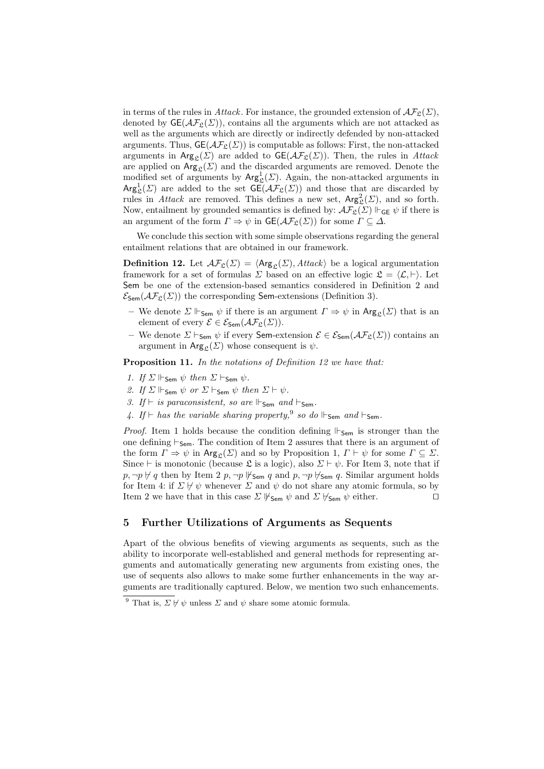in terms of the rules in *Attack*. For instance, the grounded extension of $\mathcal{AF}_{\mathfrak{L}}(\Sigma)$, denoted by $\mathsf{GE}(\mathcal{AF}_{\mathfrak{L}}(\Sigma))$, contains all the arguments which are not attacked as well as the arguments which are directly or indirectly defended by non-attacked arguments. Thus, $\mathsf{GE}(\mathcal{AF}_{\mathfrak{L}}(\Sigma))$ is computable as follows: First, the non-attacked arguments in $\mathsf{Arg}_{\mathfrak{L}}(\Sigma)$ are added to $\mathsf{GE}(\mathcal{AF}_{\mathfrak{L}}(\Sigma))$. Then, the rules in *Attack* are applied on $\mathsf{Arg}_{\mathfrak{L}}(\Sigma)$ and the discarded arguments are removed. Denote the modified set of arguments by $\mathsf{Arg}^1_{\mathfrak{L}}(\Sigma)$. Again, the non-attacked arguments in $\mathsf{Arg}^1_{\mathfrak{L}}(\Sigma)$ are added to the set $\mathsf{GE}(\mathcal{AF}_{\mathfrak{L}}(\Sigma))$ and those that are discarded by rules in *Attack* are removed. This defines a new set, $\mathsf{Arg}^2_{\mathfrak{L}}(\Sigma)$, and so forth. Now, entailment by grounded semantics is defined by: $\mathcal{AF}_{\mathfrak{L}}(\Sigma) \Vdash_{\mathsf{GE}} \psi$ if there is an argument of the form $\Gamma \Rightarrow \psi$ in $\mathsf{GE}(\mathcal{AF}_{\mathfrak{L}}(\Sigma))$ for some $\Gamma \subseteq \Delta$.

We conclude this section with some simple observations regarding the general entailment relations that are obtained in our framework.

**Definition 12.** Let $\mathcal{AF}_{\mathfrak{L}}(\Sigma) = \langle \mathsf{Arg}_{\mathfrak{L}}(\Sigma), Attack \rangle$ be a logical argumentation framework for a set of formulas $\Sigma$ based on an effective logic $\mathfrak{L} = \langle \mathcal{L}, \vdash \rangle$. Let $\mathsf{Sem}$ be one of the extension-based semantics considered in Definition 2 and $\mathcal{E}_{\mathsf{Sem}}(\mathcal{AF}_{\mathfrak{L}}(\Sigma))$ the corresponding $\mathsf{Sem}$-extensions (Definition 3).

- We denote $\Sigma \Vdash_{\mathsf{Sem}} \psi$ if there is an argument $\Gamma \Rightarrow \psi$ in $\mathsf{Arg}_{\mathfrak{L}}(\Sigma)$ that is an element of every $\mathcal{E} \in \mathcal{E}_{\mathsf{Sem}}(\mathcal{AF}_{\mathfrak{L}}(\Sigma))$.
- We denote $\Sigma \vdash_{\mathsf{Sem}} \psi$ if every $\mathsf{Sem}$-extension $\mathcal{E} \in \mathcal{E}_{\mathsf{Sem}}(\mathcal{AF}_{\mathfrak{L}}(\Sigma))$ contains an argument in $\mathsf{Arg}_{\mathfrak{L}}(\Sigma)$ whose consequent is $\psi$.

**Proposition 11.** *In the notations of Definition 12 we have that:*

1. *If $\Sigma \Vdash_{\mathsf{Sem}} \psi$ then $\Sigma \vdash_{\mathsf{Sem}} \psi$.*
2. *If $\Sigma \Vdash_{\mathsf{Sem}} \psi$ or $\Sigma \vdash_{\mathsf{Sem}} \psi$ then $\Sigma \vdash \psi$.*
3. *If $\vdash$ is paraconsistent, so are $\Vdash_{\mathsf{Sem}}$ and $\vdash_{\mathsf{Sem}}$.*
4. *If $\vdash$ has the variable sharing property,[9] so do $\Vdash_{\mathsf{Sem}}$ and $\vdash_{\mathsf{Sem}}$.*

*Proof.* Item 1 holds because the condition defining $\Vdash_{\mathsf{Sem}}$ is stronger than the one defining $\vdash_{\mathsf{Sem}}$. The condition of Item 2 assures that there is an argument of the form $\Gamma \Rightarrow \psi$ in $\mathsf{Arg}_{\mathfrak{L}}(\Sigma)$ and so by Proposition 1, $\Gamma \vdash \psi$ for some $\Gamma \subseteq \Sigma$. Since $\vdash$ is monotonic (because $\mathfrak{L}$ is a logic), also $\Sigma \vdash \psi$. For Item 3, note that if $p, \neg p \nvdash q$ then by Item 2 $p, \neg p \nVdash_{\mathsf{Sem}} q$ and $p, \neg p \nvdash_{\mathsf{Sem}} q$. Similar argument holds for Item 4: if $\Sigma \nvdash \psi$ whenever $\Sigma$ and $\psi$ do not share any atomic formula, so by Item 2 we have that in this case $\Sigma \nVdash_{\mathsf{Sem}} \psi$ and $\Sigma \nvdash_{\mathsf{Sem}} \psi$ either. ⊓⊔

## 5 Further Utilizations of Arguments as Sequents

Apart of the obvious benefits of viewing arguments as sequents, such as the ability to incorporate well-established and general methods for representing arguments and automatically generating new arguments from existing ones, the use of sequents also allows to make some further enhancements in the way arguments are traditionally captured. Below, we mention two such enhancements.

[9] That is, $\Sigma \nvdash \psi$ unless $\Sigma$ and $\psi$ share some atomic formula.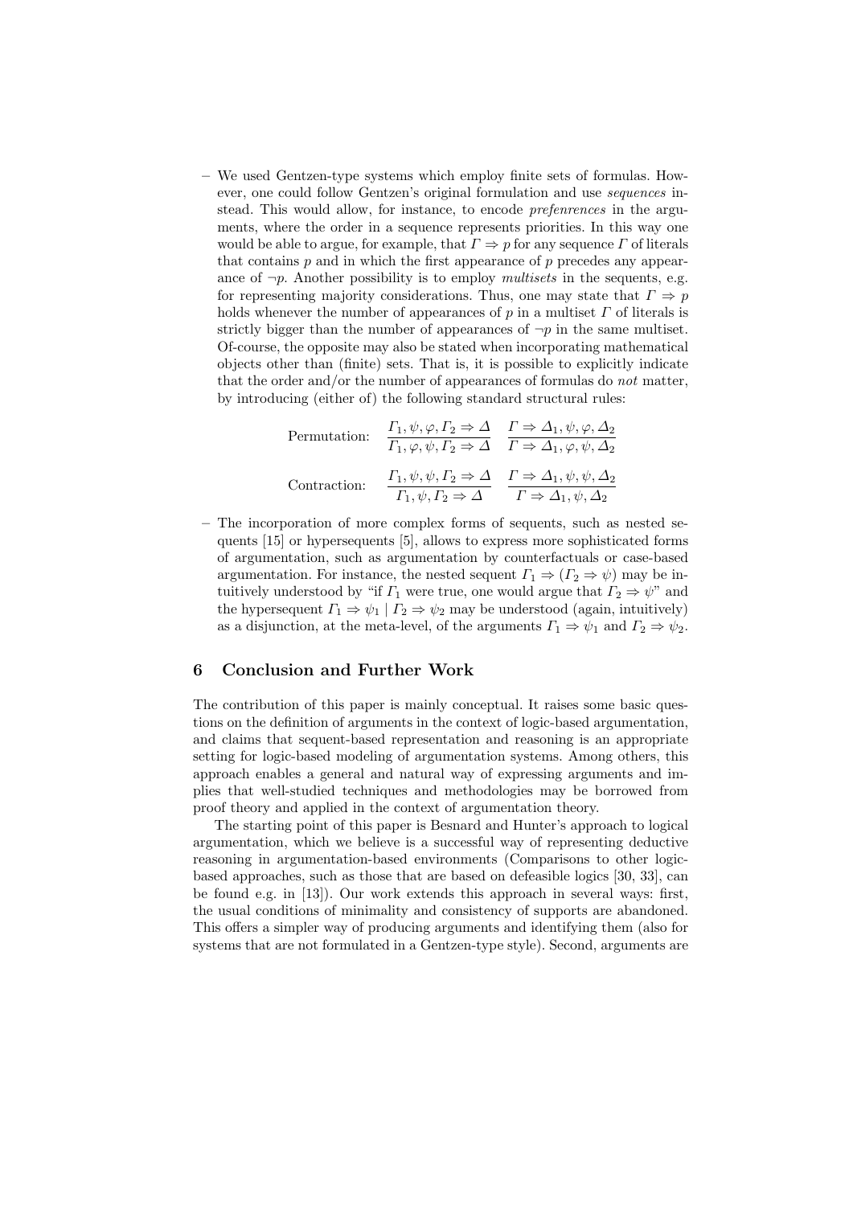– We used Gentzen-type systems which employ finite sets of formulas. However, one could follow Gentzen's original formulation and use *sequences* instead. This would allow, for instance, to encode *prefenrences* in the arguments, where the order in a sequence represents priorities. In this way one would be able to argue, for example, that $\Gamma \Rightarrow p$ for any sequence $\Gamma$ of literals that contains $p$ and in which the first appearance of $p$ precedes any appearance of $\neg p$. Another possibility is to employ *multisets* in the sequents, e.g. for representing majority considerations. Thus, one may state that $\Gamma \Rightarrow p$ holds whenever the number of appearances of $p$ in a multiset $\Gamma$ of literals is strictly bigger than the number of appearances of $\neg p$ in the same multiset. Of-course, the opposite may also be stated when incorporating mathematical objects other than (finite) sets. That is, it is possible to explicitly indicate that the order and/or the number of appearances of formulas do *not* matter, by introducing (either of) the following standard structural rules:

$$\text{Permutation:} \quad \frac{\Gamma_1, \psi, \varphi, \Gamma_2 \Rightarrow \Delta}{\Gamma_1, \varphi, \psi, \Gamma_2 \Rightarrow \Delta} \quad \frac{\Gamma \Rightarrow \Delta_1, \psi, \varphi, \Delta_2}{\Gamma \Rightarrow \Delta_1, \varphi, \psi, \Delta_2}$$

$$\text{Contraction:} \quad \frac{\Gamma_1, \psi, \psi, \Gamma_2 \Rightarrow \Delta}{\Gamma_1, \psi, \Gamma_2 \Rightarrow \Delta} \quad \frac{\Gamma \Rightarrow \Delta_1, \psi, \psi, \Delta_2}{\Gamma \Rightarrow \Delta_1, \psi, \Delta_2}$$

– The incorporation of more complex forms of sequents, such as nested sequents [15] or hypersequents [5], allows to express more sophisticated forms of argumentation, such as argumentation by counterfactuals or case-based argumentation. For instance, the nested sequent $\Gamma_1 \Rightarrow (\Gamma_2 \Rightarrow \psi)$ may be intuitively understood by "if $\Gamma_1$ were true, one would argue that $\Gamma_2 \Rightarrow \psi$" and the hypersequent $\Gamma_1 \Rightarrow \psi_1 \mid \Gamma_2 \Rightarrow \psi_2$ may be understood (again, intuitively) as a disjunction, at the meta-level, of the arguments $\Gamma_1 \Rightarrow \psi_1$ and $\Gamma_2 \Rightarrow \psi_2$.

## 6 Conclusion and Further Work

The contribution of this paper is mainly conceptual. It raises some basic questions on the definition of arguments in the context of logic-based argumentation, and claims that sequent-based representation and reasoning is an appropriate setting for logic-based modeling of argumentation systems. Among others, this approach enables a general and natural way of expressing arguments and implies that well-studied techniques and methodologies may be borrowed from proof theory and applied in the context of argumentation theory.

The starting point of this paper is Besnard and Hunter's approach to logical argumentation, which we believe is a successful way of representing deductive reasoning in argumentation-based environments (Comparisons to other logic-based approaches, such as those that are based on defeasible logics [30, 33], can be found e.g. in [13]). Our work extends this approach in several ways: first, the usual conditions of minimality and consistency of supports are abandoned. This offers a simpler way of producing arguments and identifying them (also for systems that are not formulated in a Gentzen-type style). Second, arguments are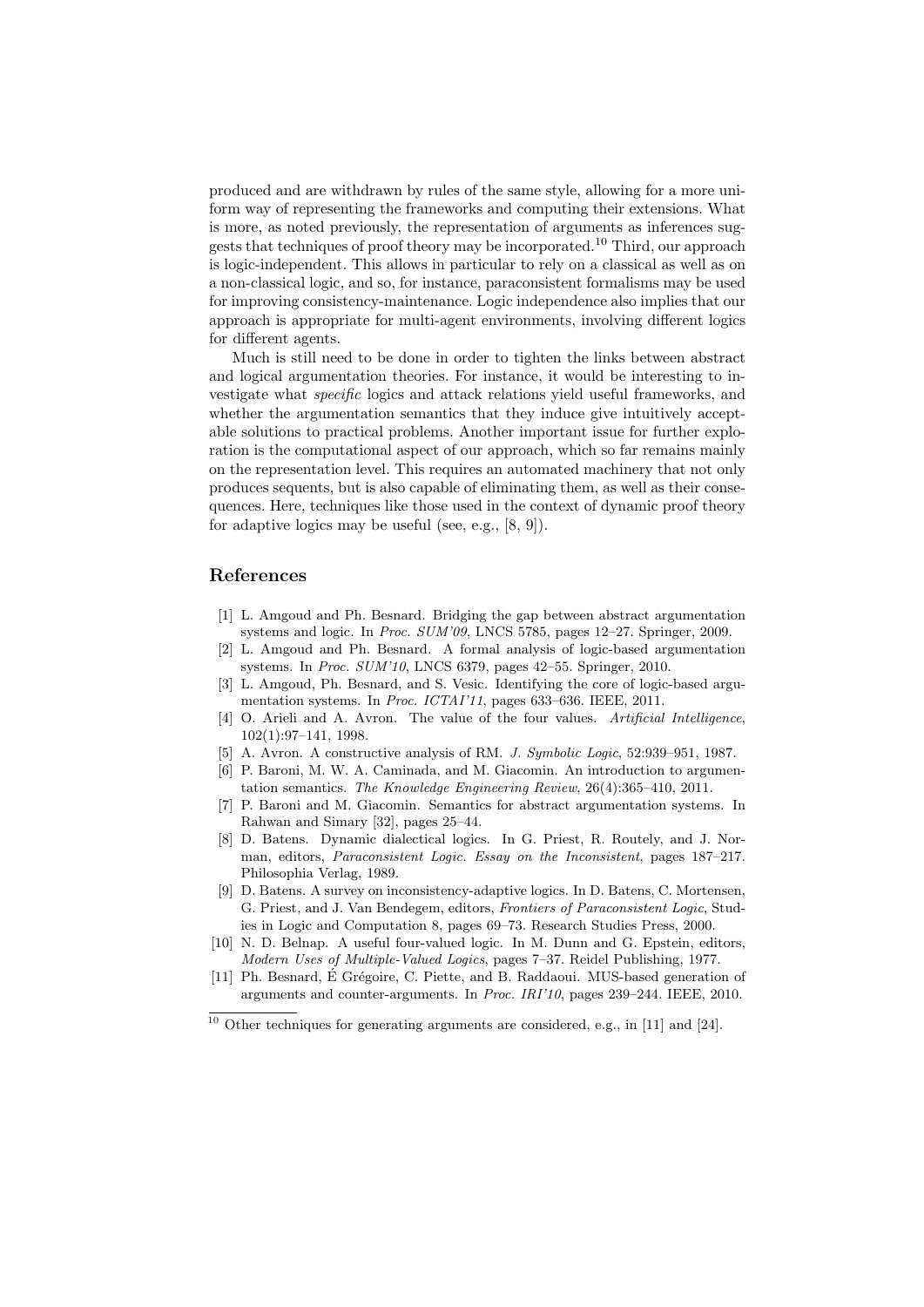produced and are withdrawn by rules of the same style, allowing for a more uniform way of representing the frameworks and computing their extensions. What is more, as noted previously, the representation of arguments as inferences suggests that techniques of proof theory may be incorporated.[10] Third, our approach is logic-independent. This allows in particular to rely on a classical as well as on a non-classical logic, and so, for instance, paraconsistent formalisms may be used for improving consistency-maintenance. Logic independence also implies that our approach is appropriate for multi-agent environments, involving different logics for different agents.

Much is still need to be done in order to tighten the links between abstract and logical argumentation theories. For instance, it would be interesting to investigate what *specific* logics and attack relations yield useful frameworks, and whether the argumentation semantics that they induce give intuitively acceptable solutions to practical problems. Another important issue for further exploration is the computational aspect of our approach, which so far remains mainly on the representation level. This requires an automated machinery that not only produces sequents, but is also capable of eliminating them, as well as their consequences. Here, techniques like those used in the context of dynamic proof theory for adaptive logics may be useful (see, e.g., [8, 9]).

## References

[1] L. Amgoud and Ph. Besnard. Bridging the gap between abstract argumentation systems and logic. In *Proc. SUM'09*, LNCS 5785, pages 12–27. Springer, 2009.

[2] L. Amgoud and Ph. Besnard. A formal analysis of logic-based argumentation systems. In *Proc. SUM'10*, LNCS 6379, pages 42–55. Springer, 2010.

[3] L. Amgoud, Ph. Besnard, and S. Vesic. Identifying the core of logic-based argumentation systems. In *Proc. ICTAI'11*, pages 633–636. IEEE, 2011.

[4] O. Arieli and A. Avron. The value of the four values. *Artificial Intelligence*, 102(1):97–141, 1998.

[5] A. Avron. A constructive analysis of RM. *J. Symbolic Logic*, 52:939–951, 1987.

[6] P. Baroni, M. W. A. Caminada, and M. Giacomin. An introduction to argumentation semantics. *The Knowledge Engineering Review*, 26(4):365–410, 2011.

[7] P. Baroni and M. Giacomin. Semantics for abstract argumentation systems. In Rahwan and Simary [32], pages 25–44.

[8] D. Batens. Dynamic dialectical logics. In G. Priest, R. Routely, and J. Norman, editors, *Paraconsistent Logic. Essay on the Inconsistent*, pages 187–217. Philosophia Verlag, 1989.

[9] D. Batens. A survey on inconsistency-adaptive logics. In D. Batens, C. Mortensen, G. Priest, and J. Van Bendegem, editors, *Frontiers of Paraconsistent Logic*, Studies in Logic and Computation 8, pages 69–73. Research Studies Press, 2000.

[10] N. D. Belnap. A useful four-valued logic. In M. Dunn and G. Epstein, editors, *Modern Uses of Multiple-Valued Logics*, pages 7–37. Reidel Publishing, 1977.

[11] Ph. Besnard, É Grégoire, C. Piette, and B. Raddaoui. MUS-based generation of arguments and counter-arguments. In *Proc. IRI'10*, pages 239–244. IEEE, 2010.

[10] Other techniques for generating arguments are considered, e.g., in [11] and [24].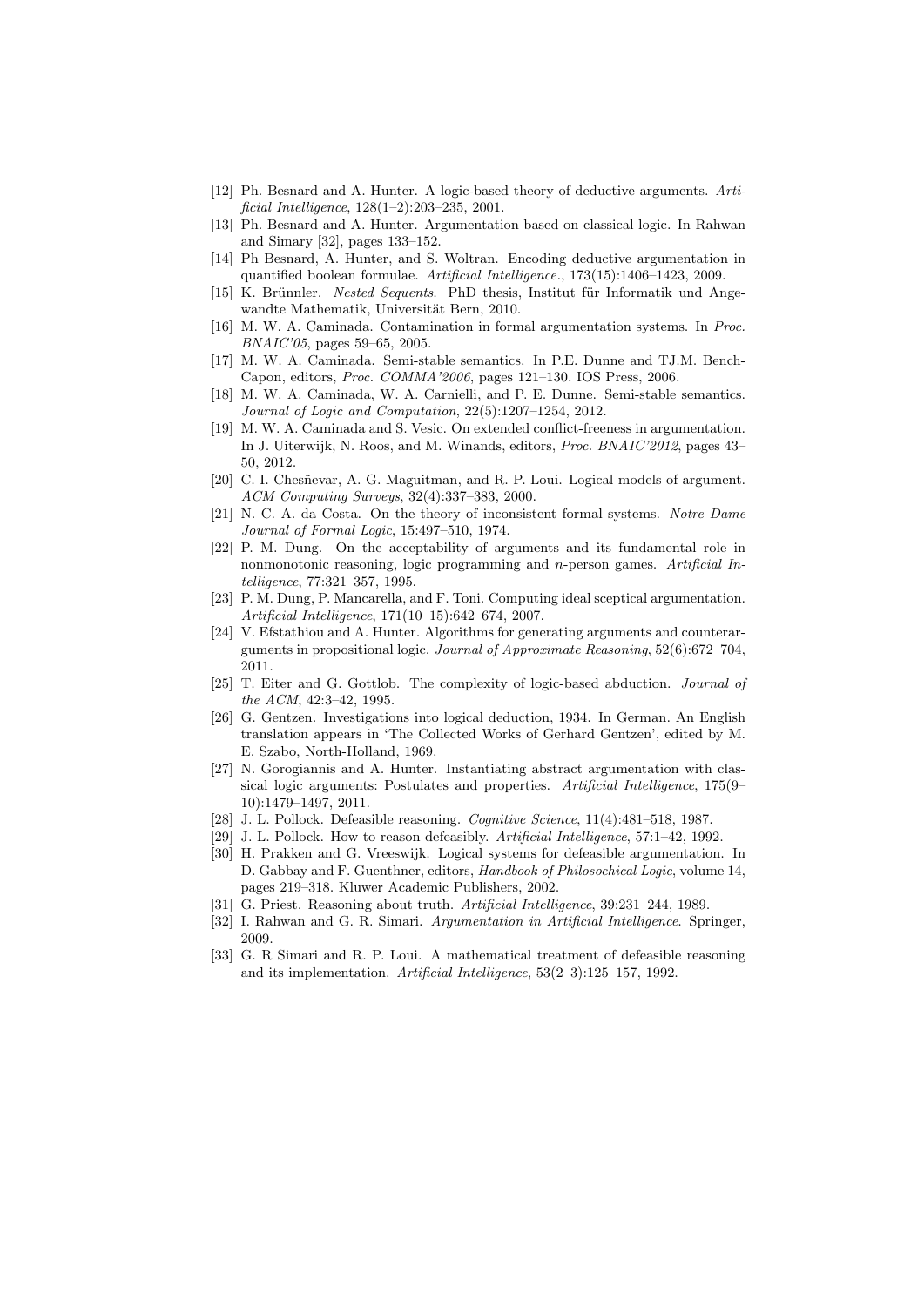[12] Ph. Besnard and A. Hunter. A logic-based theory of deductive arguments. *Artificial Intelligence*, 128(1–2):203–235, 2001.

[13] Ph. Besnard and A. Hunter. Argumentation based on classical logic. In Rahwan and Simary [32], pages 133–152.

[14] Ph Besnard, A. Hunter, and S. Woltran. Encoding deductive argumentation in quantified boolean formulae. *Artificial Intelligence.*, 173(15):1406–1423, 2009.

[15] K. Brünnler. *Nested Sequents*. PhD thesis, Institut für Informatik und Angewandte Mathematik, Universität Bern, 2010.

[16] M. W. A. Caminada. Contamination in formal argumentation systems. In *Proc. BNAIC'05*, pages 59–65, 2005.

[17] M. W. A. Caminada. Semi-stable semantics. In P.E. Dunne and TJ.M. Bench-Capon, editors, *Proc. COMMA'2006*, pages 121–130. IOS Press, 2006.

[18] M. W. A. Caminada, W. A. Carnielli, and P. E. Dunne. Semi-stable semantics. *Journal of Logic and Computation*, 22(5):1207–1254, 2012.

[19] M. W. A. Caminada and S. Vesic. On extended conflict-freeness in argumentation. In J. Uiterwijk, N. Roos, and M. Winands, editors, *Proc. BNAIC'2012*, pages 43–50, 2012.

[20] C. I. Chesñevar, A. G. Maguitman, and R. P. Loui. Logical models of argument. *ACM Computing Surveys*, 32(4):337–383, 2000.

[21] N. C. A. da Costa. On the theory of inconsistent formal systems. *Notre Dame Journal of Formal Logic*, 15:497–510, 1974.

[22] P. M. Dung. On the acceptability of arguments and its fundamental role in nonmonotonic reasoning, logic programming and $n$-person games. *Artificial Intelligence*, 77:321–357, 1995.

[23] P. M. Dung, P. Mancarella, and F. Toni. Computing ideal sceptical argumentation. *Artificial Intelligence*, 171(10–15):642–674, 2007.

[24] V. Efstathiou and A. Hunter. Algorithms for generating arguments and counterarguments in propositional logic. *Journal of Approximate Reasoning*, 52(6):672–704, 2011.

[25] T. Eiter and G. Gottlob. The complexity of logic-based abduction. *Journal of the ACM*, 42:3–42, 1995.

[26] G. Gentzen. Investigations into logical deduction, 1934. In German. An English translation appears in 'The Collected Works of Gerhard Gentzen', edited by M. E. Szabo, North-Holland, 1969.

[27] N. Gorogiannis and A. Hunter. Instantiating abstract argumentation with classical logic arguments: Postulates and properties. *Artificial Intelligence*, 175(9–10):1479–1497, 2011.

[28] J. L. Pollock. Defeasible reasoning. *Cognitive Science*, 11(4):481–518, 1987.

[29] J. L. Pollock. How to reason defeasibly. *Artificial Intelligence*, 57:1–42, 1992.

[30] H. Prakken and G. Vreeswijk. Logical systems for defeasible argumentation. In D. Gabbay and F. Guenthner, editors, *Handbook of Philosochical Logic*, volume 14, pages 219–318. Kluwer Academic Publishers, 2002.

[31] G. Priest. Reasoning about truth. *Artificial Intelligence*, 39:231–244, 1989.

[32] I. Rahwan and G. R. Simari. *Argumentation in Artificial Intelligence*. Springer, 2009.

[33] G. R Simari and R. P. Loui. A mathematical treatment of defeasible reasoning and its implementation. *Artificial Intelligence*, 53(2–3):125–157, 1992.